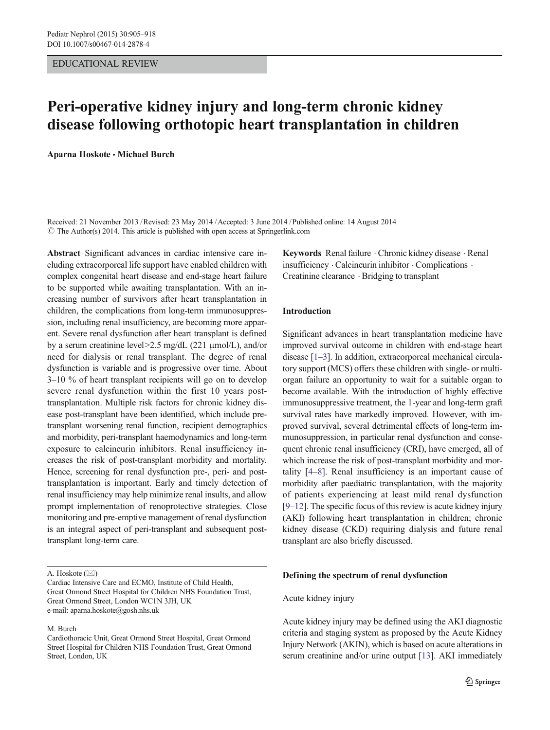EDUCATIONAL REVIEW

# Peri-operative kidney injury and long-term chronic kidney disease following orthotopic heart transplantation in children

**Aparna Hoskote · Michael Burch**

Received: 21 November 2013 / Revised: 23 May 2014 / Accepted: 3 June 2014 / Published online: 14 August 2014
© The Author(s) 2014. This article is published with open access at Springerlink.com

**Abstract** Significant advances in cardiac intensive care including extracorporeal life support have enabled children with complex congenital heart disease and end-stage heart failure to be supported while awaiting transplantation. With an increasing number of survivors after heart transplantation in children, the complications from long-term immunosuppression, including renal insufficiency, are becoming more apparent. Severe renal dysfunction after heart transplant is defined by a serum creatinine level>2.5 mg/dL (221 μmol/L), and/or need for dialysis or renal transplant. The degree of renal dysfunction is variable and is progressive over time. About 3–10 % of heart transplant recipients will go on to develop severe renal dysfunction within the first 10 years post-transplantation. Multiple risk factors for chronic kidney disease post-transplant have been identified, which include pre-transplant worsening renal function, recipient demographics and morbidity, peri-transplant haemodynamics and long-term exposure to calcineurin inhibitors. Renal insufficiency increases the risk of post-transplant morbidity and mortality. Hence, screening for renal dysfunction pre-, peri- and post-transplantation is important. Early and timely detection of renal insufficiency may help minimize renal insults, and allow prompt implementation of renoprotective strategies. Close monitoring and pre-emptive management of renal dysfunction is an integral aspect of peri-transplant and subsequent post-transplant long-term care.

A. Hoskote (✉)
Cardiac Intensive Care and ECMO, Institute of Child Health, Great Ormond Street Hospital for Children NHS Foundation Trust, Great Ormond Street, London WC1N 3JH, UK
e-mail: aparna.hoskote@gosh.nhs.uk

M. Burch
Cardiothoracic Unit, Great Ormond Street Hospital, Great Ormond Street Hospital for Children NHS Foundation Trust, Great Ormond Street, London, UK

**Keywords** Renal failure · Chronic kidney disease · Renal insufficiency · Calcineurin inhibitor · Complications · Creatinine clearance · Bridging to transplant

## Introduction

Significant advances in heart transplantation medicine have improved survival outcome in children with end-stage heart disease [1–3]. In addition, extracorporeal mechanical circulatory support (MCS) offers these children with single- or multi-organ failure an opportunity to wait for a suitable organ to become available. With the introduction of highly effective immunosuppressive treatment, the 1-year and long-term graft survival rates have markedly improved. However, with improved survival, several detrimental effects of long-term immunosuppression, in particular renal dysfunction and consequent chronic renal insufficiency (CRI), have emerged, all of which increase the risk of post-transplant morbidity and mortality [4–8]. Renal insufficiency is an important cause of morbidity after paediatric transplantation, with the majority of patients experiencing at least mild renal dysfunction [9–12]. The specific focus of this review is acute kidney injury (AKI) following heart transplantation in children; chronic kidney disease (CKD) requiring dialysis and future renal transplant are also briefly discussed.

## Defining the spectrum of renal dysfunction

### Acute kidney injury

Acute kidney injury may be defined using the AKI diagnostic criteria and staging system as proposed by the Acute Kidney Injury Network (AKIN), which is based on acute alterations in serum creatinine and/or urine output [13]. AKI immediately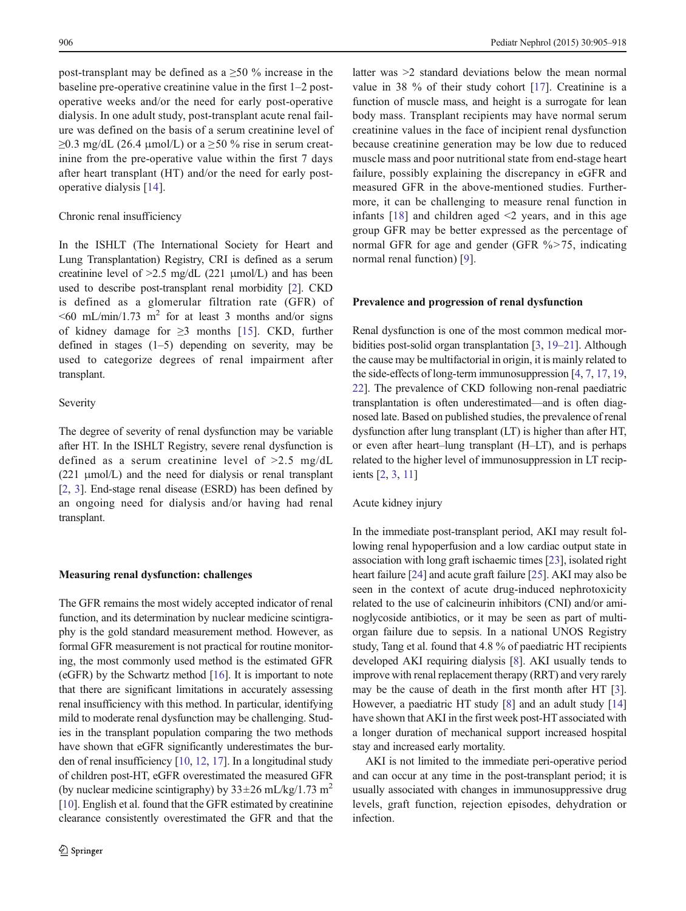post-transplant may be defined as a ≥50 % increase in the baseline pre-operative creatinine value in the first 1–2 post-operative weeks and/or the need for early post-operative dialysis. In one adult study, post-transplant acute renal failure was defined on the basis of a serum creatinine level of ≥0.3 mg/dL (26.4 μmol/L) or a ≥50 % rise in serum creatinine from the pre-operative value within the first 7 days after heart transplant (HT) and/or the need for early post-operative dialysis [14].

### Chronic renal insufficiency

In the ISHLT (The International Society for Heart and Lung Transplantation) Registry, CRI is defined as a serum creatinine level of >2.5 mg/dL (221 μmol/L) and has been used to describe post-transplant renal morbidity [2]. CKD is defined as a glomerular filtration rate (GFR) of <60 mL/min/1.73 m$^2$ for at least 3 months and/or signs of kidney damage for ≥3 months [15]. CKD, further defined in stages (1–5) depending on severity, may be used to categorize degrees of renal impairment after transplant.

### Severity

The degree of severity of renal dysfunction may be variable after HT. In the ISHLT Registry, severe renal dysfunction is defined as a serum creatinine level of >2.5 mg/dL (221 μmol/L) and the need for dialysis or renal transplant [2, 3]. End-stage renal disease (ESRD) has been defined by an ongoing need for dialysis and/or having had renal transplant.

## Measuring renal dysfunction: challenges

The GFR remains the most widely accepted indicator of renal function, and its determination by nuclear medicine scintigraphy is the gold standard measurement method. However, as formal GFR measurement is not practical for routine monitoring, the most commonly used method is the estimated GFR (eGFR) by the Schwartz method [16]. It is important to note that there are significant limitations in accurately assessing renal insufficiency with this method. In particular, identifying mild to moderate renal dysfunction may be challenging. Studies in the transplant population comparing the two methods have shown that eGFR significantly underestimates the burden of renal insufficiency [10, 12, 17]. In a longitudinal study of children post-HT, eGFR overestimated the measured GFR (by nuclear medicine scintigraphy) by 33±26 mL/kg/1.73 m$^2$ [10]. English et al. found that the GFR estimated by creatinine clearance consistently overestimated the GFR and that the latter was >2 standard deviations below the mean normal value in 38 % of their study cohort [17]. Creatinine is a function of muscle mass, and height is a surrogate for lean body mass. Transplant recipients may have normal serum creatinine values in the face of incipient renal dysfunction because creatinine generation may be low due to reduced muscle mass and poor nutritional state from end-stage heart failure, possibly explaining the discrepancy in eGFR and measured GFR in the above-mentioned studies. Furthermore, it can be challenging to measure renal function in infants [18] and children aged <2 years, and in this age group GFR may be better expressed as the percentage of normal GFR for age and gender (GFR %>75, indicating normal renal function) [9].

## Prevalence and progression of renal dysfunction

Renal dysfunction is one of the most common medical morbidities post-solid organ transplantation [3, 19–21]. Although the cause may be multifactorial in origin, it is mainly related to the side-effects of long-term immunosuppression [4, 7, 17, 19, 22]. The prevalence of CKD following non-renal paediatric transplantation is often underestimated—and is often diagnosed late. Based on published studies, the prevalence of renal dysfunction after lung transplant (LT) is higher than after HT, or even after heart–lung transplant (H–LT), and is perhaps related to the higher level of immunosuppression in LT recipients [2, 3, 11]

### Acute kidney injury

In the immediate post-transplant period, AKI may result following renal hypoperfusion and a low cardiac output state in association with long graft ischaemic times [23], isolated right heart failure [24] and acute graft failure [25]. AKI may also be seen in the context of acute drug-induced nephrotoxicity related to the use of calcineurin inhibitors (CNI) and/or aminoglycoside antibiotics, or it may be seen as part of multi-organ failure due to sepsis. In a national UNOS Registry study, Tang et al. found that 4.8 % of paediatric HT recipients developed AKI requiring dialysis [8]. AKI usually tends to improve with renal replacement therapy (RRT) and very rarely may be the cause of death in the first month after HT [3]. However, a paediatric HT study [8] and an adult study [14] have shown that AKI in the first week post-HT associated with a longer duration of mechanical support increased hospital stay and increased early mortality.

AKI is not limited to the immediate peri-operative period and can occur at any time in the post-transplant period; it is usually associated with changes in immunosuppressive drug levels, graft function, rejection episodes, dehydration or infection.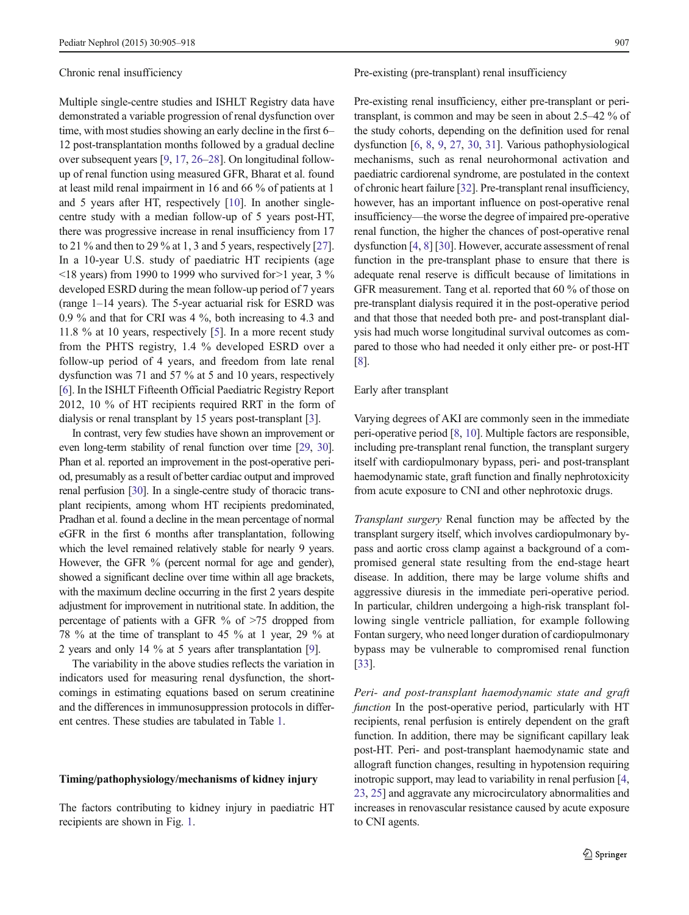Chronic renal insufficiency

Multiple single-centre studies and ISHLT Registry data have demonstrated a variable progression of renal dysfunction over time, with most studies showing an early decline in the first 6–12 post-transplantation months followed by a gradual decline over subsequent years [9, 17, 26–28]. On longitudinal follow-up of renal function using measured GFR, Bharat et al. found at least mild renal impairment in 16 and 66 % of patients at 1 and 5 years after HT, respectively [10]. In another single-centre study with a median follow-up of 5 years post-HT, there was progressive increase in renal insufficiency from 17 to 21 % and then to 29 % at 1, 3 and 5 years, respectively [27]. In a 10-year U.S. study of paediatric HT recipients (age <18 years) from 1990 to 1999 who survived for>1 year, 3 % developed ESRD during the mean follow-up period of 7 years (range 1–14 years). The 5-year actuarial risk for ESRD was 0.9 % and that for CRI was 4 %, both increasing to 4.3 and 11.8 % at 10 years, respectively [5]. In a more recent study from the PHTS registry, 1.4 % developed ESRD over a follow-up period of 4 years, and freedom from late renal dysfunction was 71 and 57 % at 5 and 10 years, respectively [6]. In the ISHLT Fifteenth Official Paediatric Registry Report 2012, 10 % of HT recipients required RRT in the form of dialysis or renal transplant by 15 years post-transplant [3].

In contrast, very few studies have shown an improvement or even long-term stability of renal function over time [29, 30]. Phan et al. reported an improvement in the post-operative period, presumably as a result of better cardiac output and improved renal perfusion [30]. In a single-centre study of thoracic transplant recipients, among whom HT recipients predominated, Pradhan et al. found a decline in the mean percentage of normal eGFR in the first 6 months after transplantation, following which the level remained relatively stable for nearly 9 years. However, the GFR % (percent normal for age and gender), showed a significant decline over time within all age brackets, with the maximum decline occurring in the first 2 years despite adjustment for improvement in nutritional state. In addition, the percentage of patients with a GFR % of >75 dropped from 78 % at the time of transplant to 45 % at 1 year, 29 % at 2 years and only 14 % at 5 years after transplantation [9].

The variability in the above studies reflects the variation in indicators used for measuring renal dysfunction, the shortcomings in estimating equations based on serum creatinine and the differences in immunosuppression protocols in different centres. These studies are tabulated in Table 1.

## Timing/pathophysiology/mechanisms of kidney injury

The factors contributing to kidney injury in paediatric HT recipients are shown in Fig. 1.

Pre-existing (pre-transplant) renal insufficiency

Pre-existing renal insufficiency, either pre-transplant or peri-transplant, is common and may be seen in about 2.5–42 % of the study cohorts, depending on the definition used for renal dysfunction [6, 8, 9, 27, 30, 31]. Various pathophysiological mechanisms, such as renal neurohormonal activation and paediatric cardiorenal syndrome, are postulated in the context of chronic heart failure [32]. Pre-transplant renal insufficiency, however, has an important influence on post-operative renal insufficiency—the worse the degree of impaired pre-operative renal function, the higher the chances of post-operative renal dysfunction [4, 8] [30]. However, accurate assessment of renal function in the pre-transplant phase to ensure that there is adequate renal reserve is difficult because of limitations in GFR measurement. Tang et al. reported that 60 % of those on pre-transplant dialysis required it in the post-operative period and that those that needed both pre- and post-transplant dialysis had much worse longitudinal survival outcomes as compared to those who had needed it only either pre- or post-HT [8].

Early after transplant

Varying degrees of AKI are commonly seen in the immediate peri-operative period [8, 10]. Multiple factors are responsible, including pre-transplant renal function, the transplant surgery itself with cardiopulmonary bypass, peri- and post-transplant haemodynamic state, graft function and finally nephrotoxicity from acute exposure to CNI and other nephrotoxic drugs.

*Transplant surgery* Renal function may be affected by the transplant surgery itself, which involves cardiopulmonary bypass and aortic cross clamp against a background of a compromised general state resulting from the end-stage heart disease. In addition, there may be large volume shifts and aggressive diuresis in the immediate peri-operative period. In particular, children undergoing a high-risk transplant following single ventricle palliation, for example following Fontan surgery, who need longer duration of cardiopulmonary bypass may be vulnerable to compromised renal function [33].

*Peri- and post-transplant haemodynamic state and graft function* In the post-operative period, particularly with HT recipients, renal perfusion is entirely dependent on the graft function. In addition, there may be significant capillary leak post-HT. Peri- and post-transplant haemodynamic state and allograft function changes, resulting in hypotension requiring inotropic support, may lead to variability in renal perfusion [4, 23, 25] and aggravate any microcirculatory abnormalities and increases in renovascular resistance caused by acute exposure to CNI agents.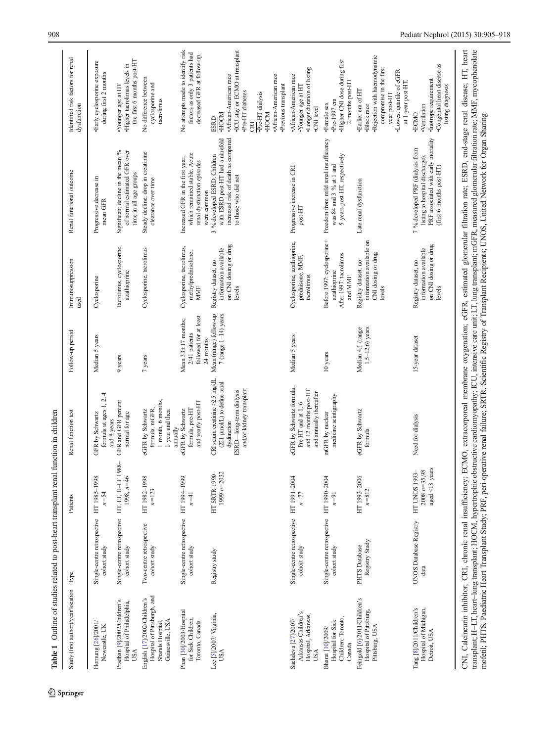**Table 1** Outline of studies related to post-heart transplant renal function in children

| Study (first author)/year/location | Type | Patients | Renal function test | Follow-up period | Immunosuppression used | Renal functional outcome | Identified risk factors for renal dysfunction |
|---|---|---|---|---|---|---|---|
| Hornung [26]/2001/ Newcastle, UK | Single-centre retrospective cohort study | HT 1985–1998 $n=54$ | GFR by Schwartz formula at ages 1, 2, 4 and 8 years | Median 5 years | Cyclosporine | Progressive decrease in mean GFR | •Early cyclosporine exposure during first 2 months |
| Pradhan [9]/2002/Children's Hospital of Philadelphia, USA | Single-centre retrospective cohort study | HT, LT, H-LT 1988–1998, $n=46$ | GFR and GFR percent normal for age | 9 years | Tacrolimus, cyclosporine, azathioprine | Significant decline in the mean % of normal estimated GFR over time in all age groups | •Younger age at HT •Higher tacrolimus levels in the first 6 months post-HT |
| English [17]/2002/Children's Hospital of Pittsburgh, and Shands Hospital, Gainesville, USA | Two-centre retrospective cohort study | HT 1982–1998 $n=123$ | eGFR by Schwartz formula, mGFR, 1 month, 6 months, 1 year and then annually | 7 years | Cyclosporine, tacrolimus | Steady decline, drop in creatinine clearance over time | No difference between cyclosporine and tacrolimus |
| Phan [30]/2003/Hospital for Sick Children, Toronto, Canada | Single-centre retrospective cohort study | HT 1994–1999 $n=41$ | eGFR by Schwartz formula, pre-HT and yearly post-HT | Mean 33±17 months; 2/41 patients followed for at least 24 months | Cyclosporine, tacrolimus, methylprednisolone, MMF | Increased GFR in the first year, which remained stable. Acute renal dysfunction episodes were common | No attempts made to identify risk factors as only 3 patients had decreased GFR at follow-up. |
| Lee [5]/2007/ Virginia, USA | Registry study | HT SRTR 1990–1999 $n=2032$ | CRI serum creatinine ≥2.5 mg/dL (221 μmol/L) to define renal dysfunction ESRD—long-term dialysis and/or kidney transplant | Mean (range) follow-up 7 (range 1–14) years | Registry dataset, no information available on CNI dosing or drug levels | 3 % developed ESRD. Children with ESRD post-HT had a ninefold increased risk of death as compared to those who did not | ESRD •HOCM •African-American race •ICU stay or ECMO at transplant •Pre-HT diabetes CRI •Pre-HT dialysis •HOCM •African-American race •Previous transplant |
| Sachdeva [27]/2007/ Arkansas Children's Hospital, Arkansas, USA | Single-centre retrospective cohort study | HT 1991–2004 $n=77$ | eGFR by Schwartz formula. Pre-HT and at 1, 6 and 12 months post-HT and annually thereafter | Median 5 years | Cyclosporine, azathioprine, prednisone, MMF, tacrolimus | Progressive increase in CRI post-HT | •African-American race •Younger age at HT •Longer duration of listing •CNI level |
| Bharat [10]/2009/ Hospital for Sick Children, Toronto, Canada | Single-centre retrospective cohort study | HT 1990–2004 $n=91$ | mGFR by nuclear medicine scintigraphy | 10 years | Before 1997: cyclosporine + azathioprine After 1997: tacrolimus and MMF | Freedom from mild renal insufficiency was 84 and 3 % at 1 and 5 years post-HT, respectively | •Female sex •Pre-1997 era •Higher CNI dose during first 2 months post-HT |
| Feingold [6]/2011/Children's Hospital of Pittsburg, Pittsburg, USA | PHTS Database Registry Study | HT 1993–2006 $n=812$ | eGFR by Schwartz formula | Median 4.1 (range 1.5–12.6) years | Registry dataset, no information available on CNI dosing or drug levels | Late renal dysfunction | •Earlier era of HT •Black race •Rejection with haemodynamic compromise in the first year post-HT •Lowest quartile of eGFR at 1-year post-HT. |
| Tang [8]/2011/Children's Hospital of Michigan, Detroit, USA | UNOS Database Registry data | HT UNOS 1993–2008 $n=35,98$ aged <18 years | Need for dialysis | 15-year dataset | Registry dataset, no information available on CNI dosing or drug levels | 7 % developed PRF (dialysis from listing to hospital discharge). PRF associated with early mortality (first 6 months post-HT) | •ECMO •Ventilation •Inotrope requirement •Congenital heart disease as listing diagnosis. |

CNI, Calcineurin inhibitor; CRI, chronic renal insufficiency; ECMO, extracorporeal membrane oxygenation; eGFR, estimated glomerular filtration rate; ESRD, end-stage renal disease; HT, heart transplant; H–LT, heart–lung transplant; HOCM, hypertrophic obstructive cardiomyopathy; ICU, intensive care unit; LT, lung transplant; mGFR, measured glomerular filtration rate; MMF, mycophenolate mofetil; PHTS, Paediatric Heart Transplant Study; PRF, peri-operative renal failure; SRTR, Scientific Registry of Transplant Recipients; UNOS, United Network for Organ Sharing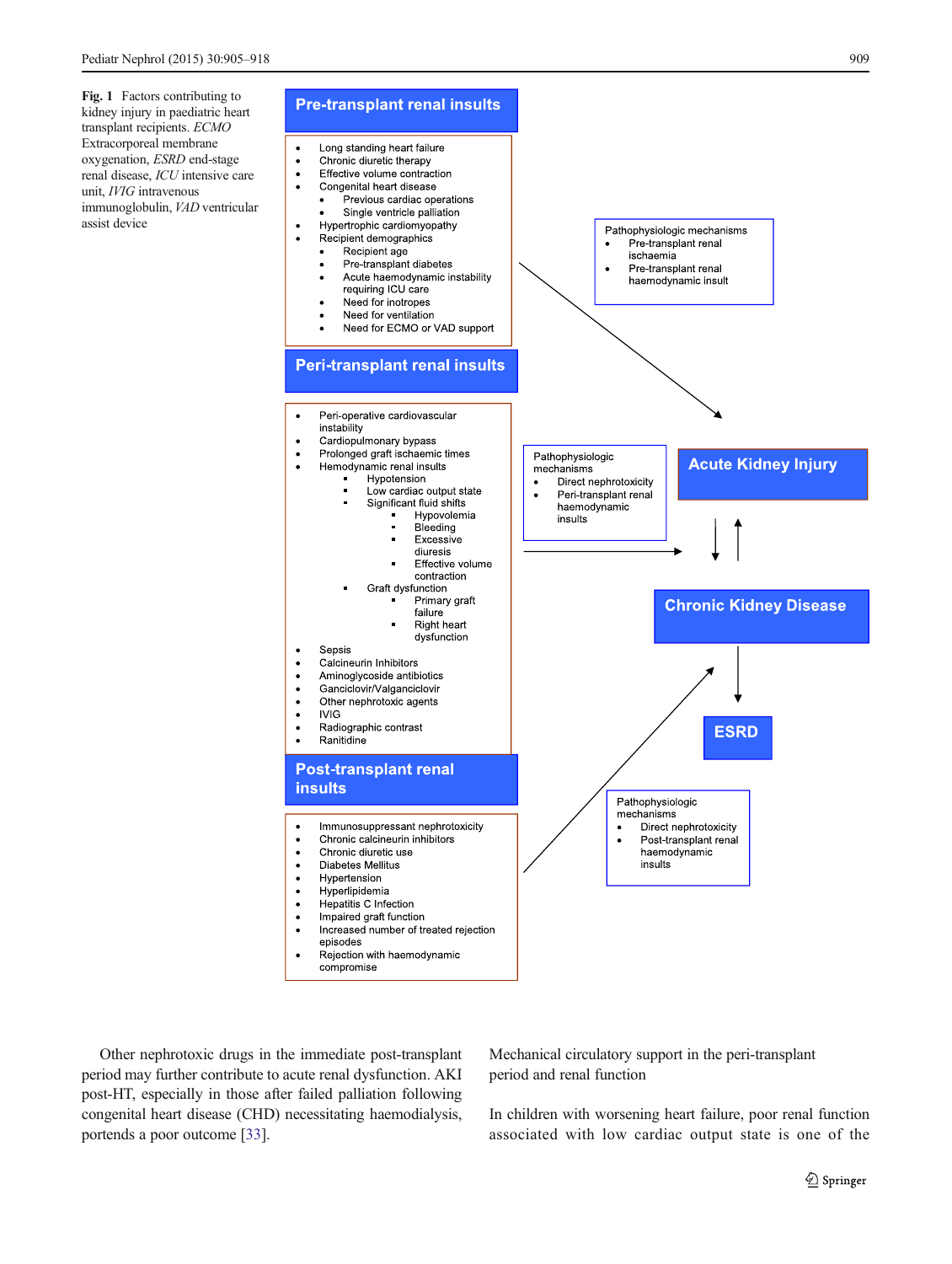**Fig. 1** Factors contributing to kidney injury in paediatric heart transplant recipients. *ECMO* Extracorporeal membrane oxygenation, *ESRD* end-stage renal disease, *ICU* intensive care unit, *IVIG* intravenous immunoglobulin, *VAD* ventricular assist device

**Pre-transplant renal insults**

- Long standing heart failure
- Chronic diuretic therapy
- Effective volume contraction
- Congenital heart disease
  - Previous cardiac operations
  - Single ventricle palliation
- Hypertrophic cardiomyopathy
- Recipient demographics
  - Recipient age
  - Pre-transplant diabetes
  - Acute haemodynamic instability requiring ICU care
  - Need for inotropes
  - Need for ventilation
  - Need for ECMO or VAD support

Pathophysiologic mechanisms
- Pre-transplant renal ischaemia
- Pre-transplant renal haemodynamic insult

**Peri-transplant renal insults**

- Peri-operative cardiovascular instability
- Cardiopulmonary bypass
- Prolonged graft ischaemic times
- Hemodynamic renal insults
  - Hypotension
  - Low cardiac output state
  - Significant fluid shifts
    - Hypovolemia
    - Bleeding
    - Excessive diuresis
    - Effective volume contraction
  - Graft dysfunction
    - Primary graft failure
    - Right heart dysfunction
- Sepsis
- Calcineurin Inhibitors
- Aminoglycoside antibiotics
- Ganciclovir/Valganciclovir
- Other nephrotoxic agents
- IVIG
- Radiographic contrast
- Ranitidine

Pathophysiologic mechanisms
- Direct nephrotoxicity
- Peri-transplant renal haemodynamic insults

**Acute Kidney Injury**

**Chronic Kidney Disease**

**ESRD**

**Post-transplant renal insults**

- Immunosuppressant nephrotoxicity
- Chronic calcineurin inhibitors
- Chronic diuretic use
- Diabetes Mellitus
- Hypertension
- Hyperlipidemia
- Hepatitis C Infection
- Impaired graft function
- Increased number of treated rejection episodes
- Rejection with haemodynamic compromise

Pathophysiologic mechanisms
- Direct nephrotoxicity
- Post-transplant renal haemodynamic insults

Other nephrotoxic drugs in the immediate post-transplant period may further contribute to acute renal dysfunction. AKI post-HT, especially in those after failed palliation following congenital heart disease (CHD) necessitating haemodialysis, portends a poor outcome [33].

## Mechanical circulatory support in the peri-transplant period and renal function

In children with worsening heart failure, poor renal function associated with low cardiac output state is one of the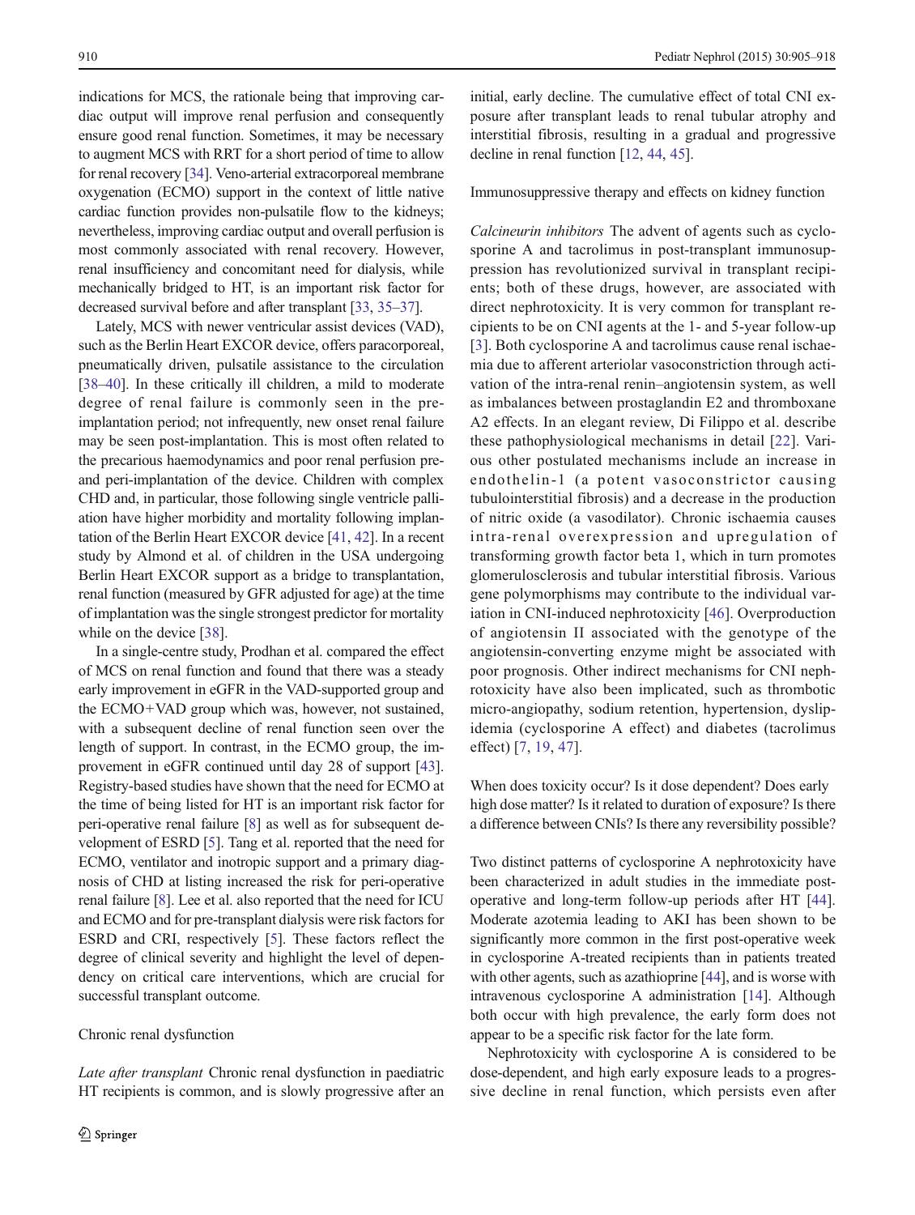indications for MCS, the rationale being that improving cardiac output will improve renal perfusion and consequently ensure good renal function. Sometimes, it may be necessary to augment MCS with RRT for a short period of time to allow for renal recovery [34]. Veno-arterial extracorporeal membrane oxygenation (ECMO) support in the context of little native cardiac function provides non-pulsatile flow to the kidneys; nevertheless, improving cardiac output and overall perfusion is most commonly associated with renal recovery. However, renal insufficiency and concomitant need for dialysis, while mechanically bridged to HT, is an important risk factor for decreased survival before and after transplant [33, 35–37].

Lately, MCS with newer ventricular assist devices (VAD), such as the Berlin Heart EXCOR device, offers paracorporeal, pneumatically driven, pulsatile assistance to the circulation [38–40]. In these critically ill children, a mild to moderate degree of renal failure is commonly seen in the pre-implantation period; not infrequently, new onset renal failure may be seen post-implantation. This is most often related to the precarious haemodynamics and poor renal perfusion pre- and peri-implantation of the device. Children with complex CHD and, in particular, those following single ventricle palliation have higher morbidity and mortality following implantation of the Berlin Heart EXCOR device [41, 42]. In a recent study by Almond et al. of children in the USA undergoing Berlin Heart EXCOR support as a bridge to transplantation, renal function (measured by GFR adjusted for age) at the time of implantation was the single strongest predictor for mortality while on the device [38].

In a single-centre study, Prodhan et al. compared the effect of MCS on renal function and found that there was a steady early improvement in eGFR in the VAD-supported group and the ECMO+VAD group which was, however, not sustained, with a subsequent decline of renal function seen over the length of support. In contrast, in the ECMO group, the improvement in eGFR continued until day 28 of support [43]. Registry-based studies have shown that the need for ECMO at the time of being listed for HT is an important risk factor for peri-operative renal failure [8] as well as for subsequent development of ESRD [5]. Tang et al. reported that the need for ECMO, ventilator and inotropic support and a primary diagnosis of CHD at listing increased the risk for peri-operative renal failure [8]. Lee et al. also reported that the need for ICU and ECMO and for pre-transplant dialysis were risk factors for ESRD and CRI, respectively [5]. These factors reflect the degree of clinical severity and highlight the level of dependency on critical care interventions, which are crucial for successful transplant outcome.

## Chronic renal dysfunction

*Late after transplant* Chronic renal dysfunction in paediatric HT recipients is common, and is slowly progressive after an initial, early decline. The cumulative effect of total CNI exposure after transplant leads to renal tubular atrophy and interstitial fibrosis, resulting in a gradual and progressive decline in renal function [12, 44, 45].

### Immunosuppressive therapy and effects on kidney function

*Calcineurin inhibitors* The advent of agents such as cyclosporine A and tacrolimus in post-transplant immunosuppression has revolutionized survival in transplant recipients; both of these drugs, however, are associated with direct nephrotoxicity. It is very common for transplant recipients to be on CNI agents at the 1- and 5-year follow-up [3]. Both cyclosporine A and tacrolimus cause renal ischaemia due to afferent arteriolar vasoconstriction through activation of the intra-renal renin–angiotensin system, as well as imbalances between prostaglandin E2 and thromboxane A2 effects. In an elegant review, Di Filippo et al. describe these pathophysiological mechanisms in detail [22]. Various other postulated mechanisms include an increase in endothelin-1 (a potent vasoconstrictor causing tubulointerstitial fibrosis) and a decrease in the production of nitric oxide (a vasodilator). Chronic ischaemia causes intra-renal overexpression and upregulation of transforming growth factor beta 1, which in turn promotes glomerulosclerosis and tubular interstitial fibrosis. Various gene polymorphisms may contribute to the individual variation in CNI-induced nephrotoxicity [46]. Overproduction of angiotensin II associated with the genotype of the angiotensin-converting enzyme might be associated with poor prognosis. Other indirect mechanisms for CNI nephrotoxicity have also been implicated, such as thrombotic micro-angiopathy, sodium retention, hypertension, dyslipidemia (cyclosporine A effect) and diabetes (tacrolimus effect) [7, 19, 47].

### When does toxicity occur? Is it dose dependent? Does early high dose matter? Is it related to duration of exposure? Is there a difference between CNIs? Is there any reversibility possible?

Two distinct patterns of cyclosporine A nephrotoxicity have been characterized in adult studies in the immediate post-operative and long-term follow-up periods after HT [44]. Moderate azotemia leading to AKI has been shown to be significantly more common in the first post-operative week in cyclosporine A-treated recipients than in patients treated with other agents, such as azathioprine [44], and is worse with intravenous cyclosporine A administration [14]. Although both occur with high prevalence, the early form does not appear to be a specific risk factor for the late form.

Nephrotoxicity with cyclosporine A is considered to be dose-dependent, and high early exposure leads to a progressive decline in renal function, which persists even after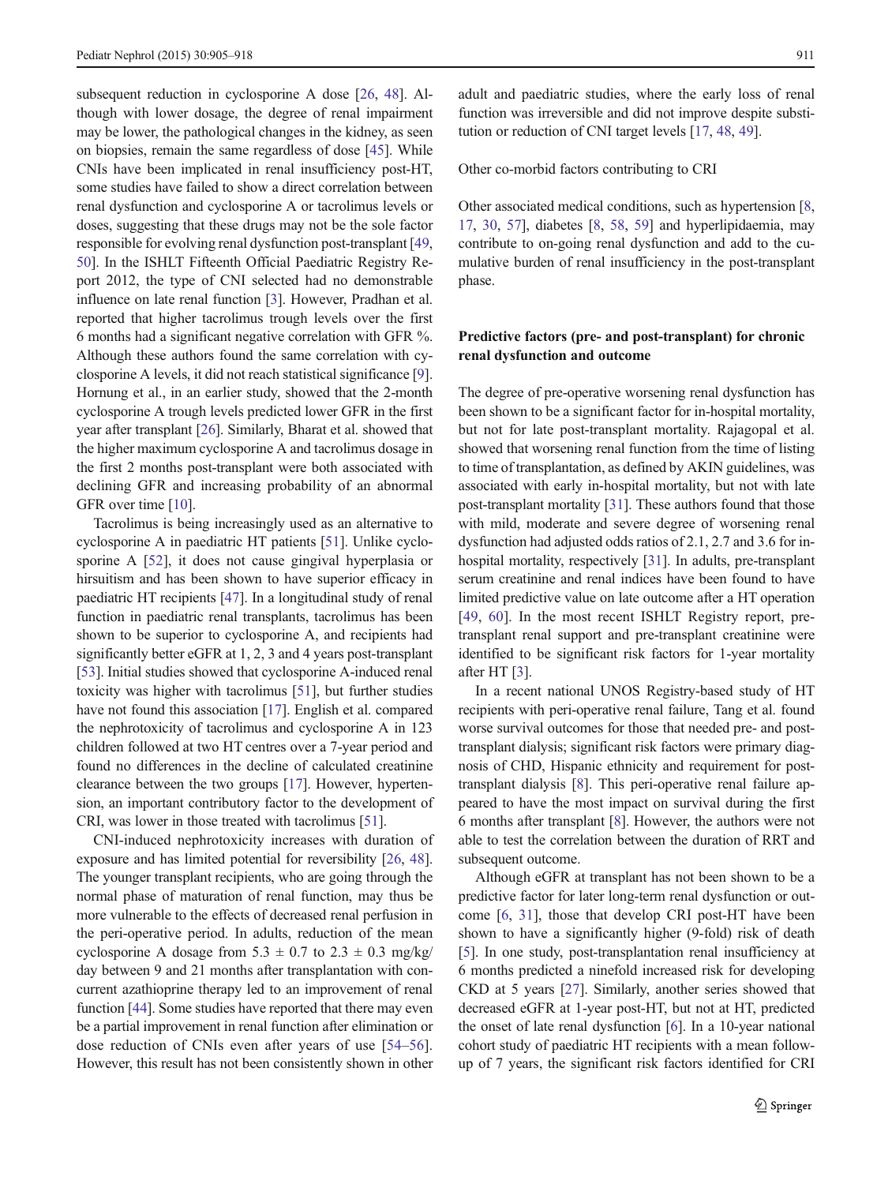subsequent reduction in cyclosporine A dose [26, 48]. Although with lower dosage, the degree of renal impairment may be lower, the pathological changes in the kidney, as seen on biopsies, remain the same regardless of dose [45]. While CNIs have been implicated in renal insufficiency post-HT, some studies have failed to show a direct correlation between renal dysfunction and cyclosporine A or tacrolimus levels or doses, suggesting that these drugs may not be the sole factor responsible for evolving renal dysfunction post-transplant [49, 50]. In the ISHLT Fifteenth Official Paediatric Registry Report 2012, the type of CNI selected had no demonstrable influence on late renal function [3]. However, Pradhan et al. reported that higher tacrolimus trough levels over the first 6 months had a significant negative correlation with GFR %. Although these authors found the same correlation with cyclosporine A levels, it did not reach statistical significance [9]. Hornung et al., in an earlier study, showed that the 2-month cyclosporine A trough levels predicted lower GFR in the first year after transplant [26]. Similarly, Bharat et al. showed that the higher maximum cyclosporine A and tacrolimus dosage in the first 2 months post-transplant were both associated with declining GFR and increasing probability of an abnormal GFR over time [10].

Tacrolimus is being increasingly used as an alternative to cyclosporine A in paediatric HT patients [51]. Unlike cyclosporine A [52], it does not cause gingival hyperplasia or hirsuitism and has been shown to have superior efficacy in paediatric HT recipients [47]. In a longitudinal study of renal function in paediatric renal transplants, tacrolimus has been shown to be superior to cyclosporine A, and recipients had significantly better eGFR at 1, 2, 3 and 4 years post-transplant [53]. Initial studies showed that cyclosporine A-induced renal toxicity was higher with tacrolimus [51], but further studies have not found this association [17]. English et al. compared the nephrotoxicity of tacrolimus and cyclosporine A in 123 children followed at two HT centres over a 7-year period and found no differences in the decline of calculated creatinine clearance between the two groups [17]. However, hypertension, an important contributory factor to the development of CRI, was lower in those treated with tacrolimus [51].

CNI-induced nephrotoxicity increases with duration of exposure and has limited potential for reversibility [26, 48]. The younger transplant recipients, who are going through the normal phase of maturation of renal function, may thus be more vulnerable to the effects of decreased renal perfusion in the peri-operative period. In adults, reduction of the mean cyclosporine A dosage from 5.3 ± 0.7 to 2.3 ± 0.3 mg/kg/day between 9 and 21 months after transplantation with concurrent azathioprine therapy led to an improvement of renal function [44]. Some studies have reported that there may even be a partial improvement in renal function after elimination or dose reduction of CNIs even after years of use [54–56]. However, this result has not been consistently shown in other adult and paediatric studies, where the early loss of renal function was irreversible and did not improve despite substitution or reduction of CNI target levels [17, 48, 49].

Other co-morbid factors contributing to CRI

Other associated medical conditions, such as hypertension [8, 17, 30, 57], diabetes [8, 58, 59] and hyperlipidaemia, may contribute to on-going renal dysfunction and add to the cumulative burden of renal insufficiency in the post-transplant phase.

## Predictive factors (pre- and post-transplant) for chronic renal dysfunction and outcome

The degree of pre-operative worsening renal dysfunction has been shown to be a significant factor for in-hospital mortality, but not for late post-transplant mortality. Rajagopal et al. showed that worsening renal function from the time of listing to time of transplantation, as defined by AKIN guidelines, was associated with early in-hospital mortality, but not with late post-transplant mortality [31]. These authors found that those with mild, moderate and severe degree of worsening renal dysfunction had adjusted odds ratios of 2.1, 2.7 and 3.6 for in-hospital mortality, respectively [31]. In adults, pre-transplant serum creatinine and renal indices have been found to have limited predictive value on late outcome after a HT operation [49, 60]. In the most recent ISHLT Registry report, pre-transplant renal support and pre-transplant creatinine were identified to be significant risk factors for 1-year mortality after HT [3].

In a recent national UNOS Registry-based study of HT recipients with peri-operative renal failure, Tang et al. found worse survival outcomes for those that needed pre- and post-transplant dialysis; significant risk factors were primary diagnosis of CHD, Hispanic ethnicity and requirement for post-transplant dialysis [8]. This peri-operative renal failure appeared to have the most impact on survival during the first 6 months after transplant [8]. However, the authors were not able to test the correlation between the duration of RRT and subsequent outcome.

Although eGFR at transplant has not been shown to be a predictive factor for later long-term renal dysfunction or outcome [6, 31], those that develop CRI post-HT have been shown to have a significantly higher (9-fold) risk of death [5]. In one study, post-transplantation renal insufficiency at 6 months predicted a ninefold increased risk for developing CKD at 5 years [27]. Similarly, another series showed that decreased eGFR at 1-year post-HT, but not at HT, predicted the onset of late renal dysfunction [6]. In a 10-year national cohort study of paediatric HT recipients with a mean follow-up of 7 years, the significant risk factors identified for CRI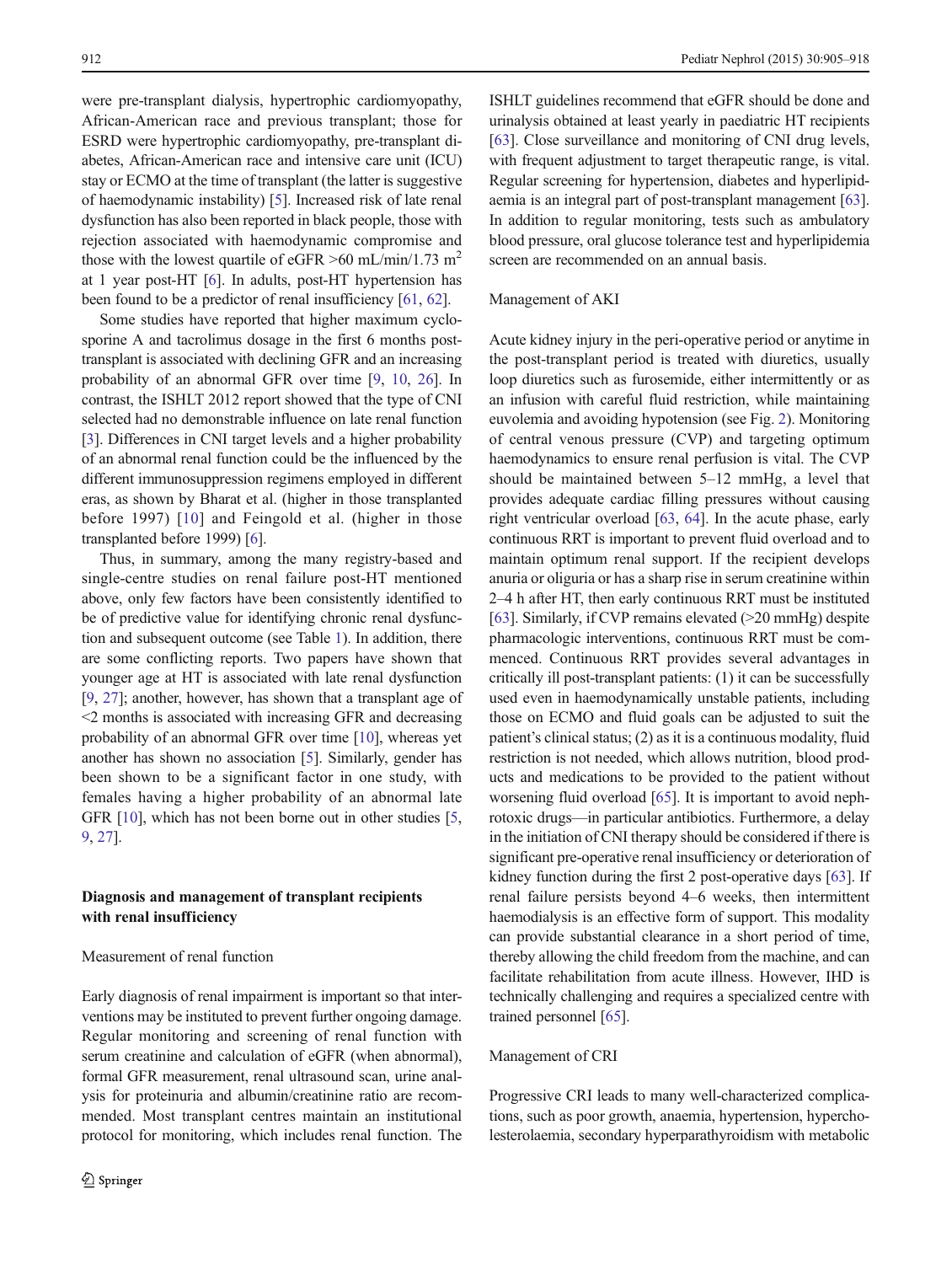were pre-transplant dialysis, hypertrophic cardiomyopathy, African-American race and previous transplant; those for ESRD were hypertrophic cardiomyopathy, pre-transplant diabetes, African-American race and intensive care unit (ICU) stay or ECMO at the time of transplant (the latter is suggestive of haemodynamic instability) [5]. Increased risk of late renal dysfunction has also been reported in black people, those with rejection associated with haemodynamic compromise and those with the lowest quartile of eGFR >60 mL/min/1.73 $m^2$ at 1 year post-HT [6]. In adults, post-HT hypertension has been found to be a predictor of renal insufficiency [61, 62].

Some studies have reported that higher maximum cyclosporine A and tacrolimus dosage in the first 6 months post-transplant is associated with declining GFR and an increasing probability of an abnormal GFR over time [9, 10, 26]. In contrast, the ISHLT 2012 report showed that the type of CNI selected had no demonstrable influence on late renal function [3]. Differences in CNI target levels and a higher probability of an abnormal renal function could be the influenced by the different immunosuppression regimens employed in different eras, as shown by Bharat et al. (higher in those transplanted before 1997) [10] and Feingold et al. (higher in those transplanted before 1999) [6].

Thus, in summary, among the many registry-based and single-centre studies on renal failure post-HT mentioned above, only few factors have been consistently identified to be of predictive value for identifying chronic renal dysfunction and subsequent outcome (see Table 1). In addition, there are some conflicting reports. Two papers have shown that younger age at HT is associated with late renal dysfunction [9, 27]; another, however, has shown that a transplant age of <2 months is associated with increasing GFR and decreasing probability of an abnormal GFR over time [10], whereas yet another has shown no association [5]. Similarly, gender has been shown to be a significant factor in one study, with females having a higher probability of an abnormal late GFR [10], which has not been borne out in other studies [5, 9, 27].

## Diagnosis and management of transplant recipients with renal insufficiency

### Measurement of renal function

Early diagnosis of renal impairment is important so that interventions may be instituted to prevent further ongoing damage. Regular monitoring and screening of renal function with serum creatinine and calculation of eGFR (when abnormal), formal GFR measurement, renal ultrasound scan, urine analysis for proteinuria and albumin/creatinine ratio are recommended. Most transplant centres maintain an institutional protocol for monitoring, which includes renal function. The ISHLT guidelines recommend that eGFR should be done and urinalysis obtained at least yearly in paediatric HT recipients [63]. Close surveillance and monitoring of CNI drug levels, with frequent adjustment to target therapeutic range, is vital. Regular screening for hypertension, diabetes and hyperlipidaemia is an integral part of post-transplant management [63]. In addition to regular monitoring, tests such as ambulatory blood pressure, oral glucose tolerance test and hyperlipidemia screen are recommended on an annual basis.

### Management of AKI

Acute kidney injury in the peri-operative period or anytime in the post-transplant period is treated with diuretics, usually loop diuretics such as furosemide, either intermittently or as an infusion with careful fluid restriction, while maintaining euvolemia and avoiding hypotension (see Fig. 2). Monitoring of central venous pressure (CVP) and targeting optimum haemodynamics to ensure renal perfusion is vital. The CVP should be maintained between 5–12 mmHg, a level that provides adequate cardiac filling pressures without causing right ventricular overload [63, 64]. In the acute phase, early continuous RRT is important to prevent fluid overload and to maintain optimum renal support. If the recipient develops anuria or oliguria or has a sharp rise in serum creatinine within 2–4 h after HT, then early continuous RRT must be instituted [63]. Similarly, if CVP remains elevated (>20 mmHg) despite pharmacologic interventions, continuous RRT must be commenced. Continuous RRT provides several advantages in critically ill post-transplant patients: (1) it can be successfully used even in haemodynamically unstable patients, including those on ECMO and fluid goals can be adjusted to suit the patient's clinical status; (2) as it is a continuous modality, fluid restriction is not needed, which allows nutrition, blood products and medications to be provided to the patient without worsening fluid overload [65]. It is important to avoid nephrotoxic drugs—in particular antibiotics. Furthermore, a delay in the initiation of CNI therapy should be considered if there is significant pre-operative renal insufficiency or deterioration of kidney function during the first 2 post-operative days [63]. If renal failure persists beyond 4–6 weeks, then intermittent haemodialysis is an effective form of support. This modality can provide substantial clearance in a short period of time, thereby allowing the child freedom from the machine, and can facilitate rehabilitation from acute illness. However, IHD is technically challenging and requires a specialized centre with trained personnel [65].

### Management of CRI

Progressive CRI leads to many well-characterized complications, such as poor growth, anaemia, hypertension, hypercholesterolaemia, secondary hyperparathyroidism with metabolic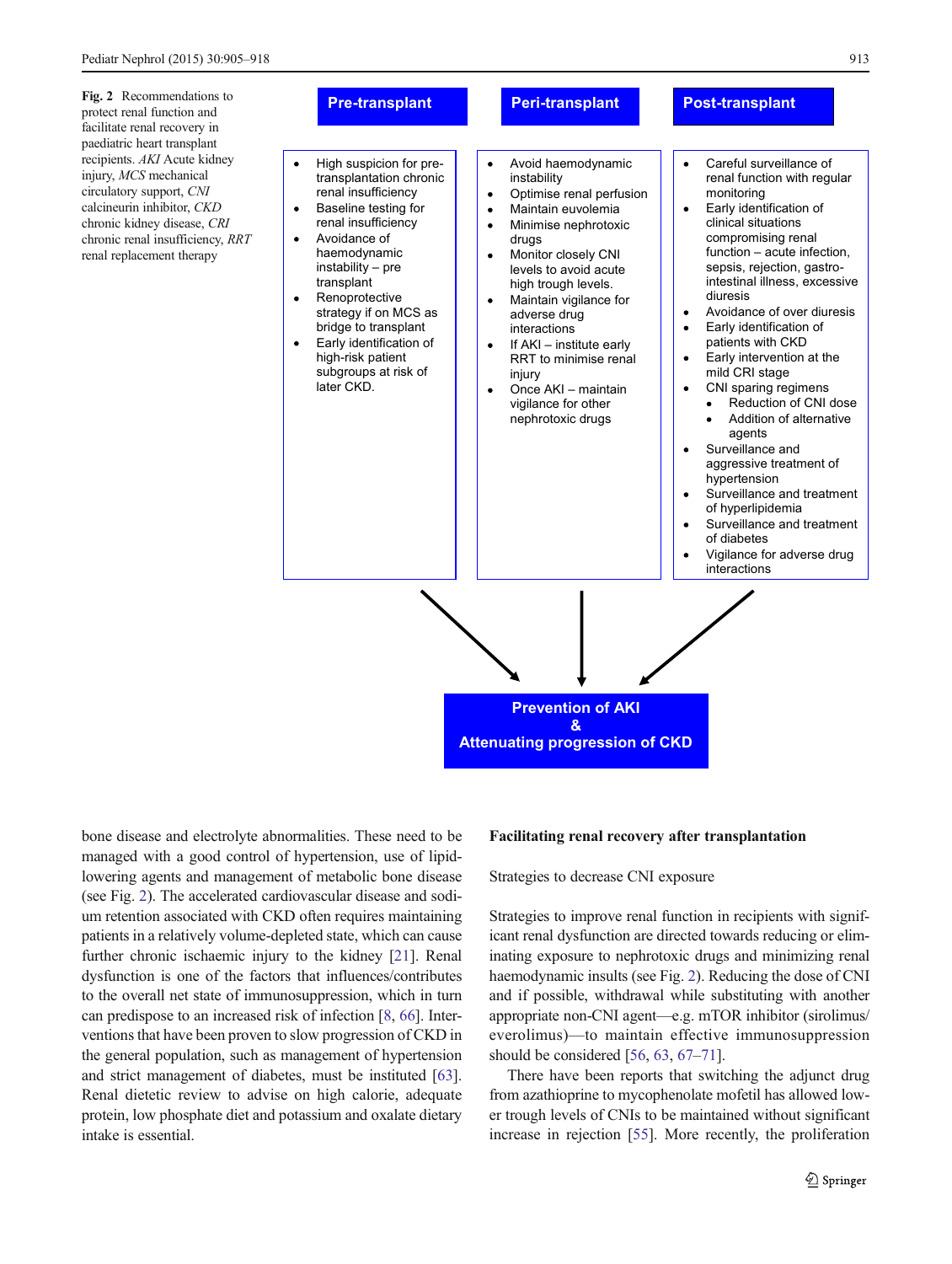**Fig. 2** Recommendations to protect renal function and facilitate renal recovery in paediatric heart transplant recipients. *AKI* Acute kidney injury, *MCS* mechanical circulatory support, *CNI* calcineurin inhibitor, *CKD* chronic kidney disease, *CRI* chronic renal insufficiency, *RRT* renal replacement therapy

**Pre-transplant**

- High suspicion for pre-transplantation chronic renal insufficiency
- Baseline testing for renal insufficiency
- Avoidance of haemodynamic instability – pre transplant
- Renoprotective strategy if on MCS as bridge to transplant
- Early identification of high-risk patient subgroups at risk of later CKD.

**Peri-transplant**

- Avoid haemodynamic instability
- Optimise renal perfusion
- Maintain euvolemia
- Minimise nephrotoxic drugs
- Monitor closely CNI levels to avoid acute high trough levels.
- Maintain vigilance for adverse drug interactions
- If AKI – institute early RRT to minimise renal injury
- Once AKI – maintain vigilance for other nephrotoxic drugs

**Post-transplant**

- Careful surveillance of renal function with regular monitoring
- Early identification of clinical situations compromising renal function – acute infection, sepsis, rejection, gastro-intestinal illness, excessive diuresis
- Avoidance of over diuresis
- Early identification of patients with CKD
- Early intervention at the mild CRI stage
- CNI sparing regimens
  - Reduction of CNI dose
  - Addition of alternative agents
- Surveillance and aggressive treatment of hypertension
- Surveillance and treatment of hyperlipidemia
- Surveillance and treatment of diabetes
- Vigilance for adverse drug interactions

**Prevention of AKI & Attenuating progression of CKD**

bone disease and electrolyte abnormalities. These need to be managed with a good control of hypertension, use of lipid-lowering agents and management of metabolic bone disease (see Fig. 2). The accelerated cardiovascular disease and sodium retention associated with CKD often requires maintaining patients in a relatively volume-depleted state, which can cause further chronic ischaemic injury to the kidney [21]. Renal dysfunction is one of the factors that influences/contributes to the overall net state of immunosuppression, which in turn can predispose to an increased risk of infection [8, 66]. Interventions that have been proven to slow progression of CKD in the general population, such as management of hypertension and strict management of diabetes, must be instituted [63]. Renal dietetic review to advise on high calorie, adequate protein, low phosphate diet and potassium and oxalate dietary intake is essential.

## Facilitating renal recovery after transplantation

### Strategies to decrease CNI exposure

Strategies to improve renal function in recipients with significant renal dysfunction are directed towards reducing or eliminating exposure to nephrotoxic drugs and minimizing renal haemodynamic insults (see Fig. 2). Reducing the dose of CNI and if possible, withdrawal while substituting with another appropriate non-CNI agent—e.g. mTOR inhibitor (sirolimus/everolimus)—to maintain effective immunosuppression should be considered [56, 63, 67–71].

There have been reports that switching the adjunct drug from azathioprine to mycophenolate mofetil has allowed lower trough levels of CNIs to be maintained without significant increase in rejection [55]. More recently, the proliferation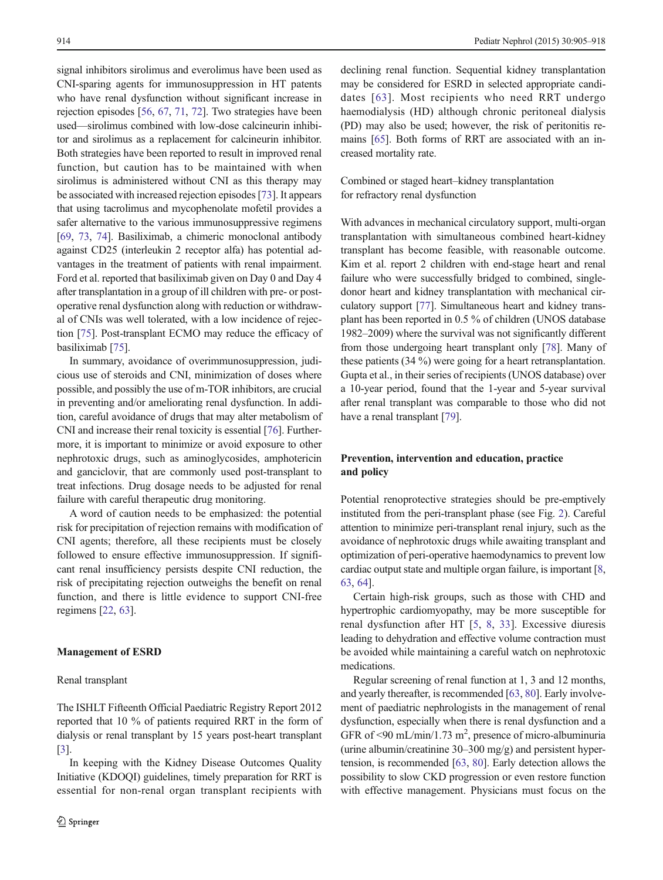signal inhibitors sirolimus and everolimus have been used as CNI-sparing agents for immunosuppression in HT patents who have renal dysfunction without significant increase in rejection episodes [56, 67, 71, 72]. Two strategies have been used—sirolimus combined with low-dose calcineurin inhibitor and sirolimus as a replacement for calcineurin inhibitor. Both strategies have been reported to result in improved renal function, but caution has to be maintained with when sirolimus is administered without CNI as this therapy may be associated with increased rejection episodes [73]. It appears that using tacrolimus and mycophenolate mofetil provides a safer alternative to the various immunosuppressive regimens [69, 73, 74]. Basiliximab, a chimeric monoclonal antibody against CD25 (interleukin 2 receptor alfa) has potential advantages in the treatment of patients with renal impairment. Ford et al. reported that basiliximab given on Day 0 and Day 4 after transplantation in a group of ill children with pre- or post-operative renal dysfunction along with reduction or withdrawal of CNIs was well tolerated, with a low incidence of rejection [75]. Post-transplant ECMO may reduce the efficacy of basiliximab [75].

In summary, avoidance of overimmunosuppression, judicious use of steroids and CNI, minimization of doses where possible, and possibly the use of m-TOR inhibitors, are crucial in preventing and/or ameliorating renal dysfunction. In addition, careful avoidance of drugs that may alter metabolism of CNI and increase their renal toxicity is essential [76]. Furthermore, it is important to minimize or avoid exposure to other nephrotoxic drugs, such as aminoglycosides, amphotericin and ganciclovir, that are commonly used post-transplant to treat infections. Drug dosage needs to be adjusted for renal failure with careful therapeutic drug monitoring.

A word of caution needs to be emphasized: the potential risk for precipitation of rejection remains with modification of CNI agents; therefore, all these recipients must be closely followed to ensure effective immunosuppression. If significant renal insufficiency persists despite CNI reduction, the risk of precipitating rejection outweighs the benefit on renal function, and there is little evidence to support CNI-free regimens [22, 63].

## Management of ESRD

### Renal transplant

The ISHLT Fifteenth Official Paediatric Registry Report 2012 reported that 10 % of patients required RRT in the form of dialysis or renal transplant by 15 years post-heart transplant [3].

In keeping with the Kidney Disease Outcomes Quality Initiative (KDOQI) guidelines, timely preparation for RRT is essential for non-renal organ transplant recipients with declining renal function. Sequential kidney transplantation may be considered for ESRD in selected appropriate candidates [63]. Most recipients who need RRT undergo haemodialysis (HD) although chronic peritoneal dialysis (PD) may also be used; however, the risk of peritonitis remains [65]. Both forms of RRT are associated with an increased mortality rate.

### Combined or staged heart–kidney transplantation for refractory renal dysfunction

With advances in mechanical circulatory support, multi-organ transplantation with simultaneous combined heart-kidney transplant has become feasible, with reasonable outcome. Kim et al. report 2 children with end-stage heart and renal failure who were successfully bridged to combined, single-donor heart and kidney transplantation with mechanical circulatory support [77]. Simultaneous heart and kidney transplant has been reported in 0.5 % of children (UNOS database 1982–2009) where the survival was not significantly different from those undergoing heart transplant only [78]. Many of these patients (34 %) were going for a heart retransplantation. Gupta et al., in their series of recipients (UNOS database) over a 10-year period, found that the 1-year and 5-year survival after renal transplant was comparable to those who did not have a renal transplant [79].

## Prevention, intervention and education, practice and policy

Potential renoprotective strategies should be pre-emptively instituted from the peri-transplant phase (see Fig. 2). Careful attention to minimize peri-transplant renal injury, such as the avoidance of nephrotoxic drugs while awaiting transplant and optimization of peri-operative haemodynamics to prevent low cardiac output state and multiple organ failure, is important [8, 63, 64].

Certain high-risk groups, such as those with CHD and hypertrophic cardiomyopathy, may be more susceptible for renal dysfunction after HT [5, 8, 33]. Excessive diuresis leading to dehydration and effective volume contraction must be avoided while maintaining a careful watch on nephrotoxic medications.

Regular screening of renal function at 1, 3 and 12 months, and yearly thereafter, is recommended [63, 80]. Early involvement of paediatric nephrologists in the management of renal dysfunction, especially when there is renal dysfunction and a GFR of <90 mL/min/1.73 $m^2$, presence of micro-albuminuria (urine albumin/creatinine 30–300 mg/g) and persistent hypertension, is recommended [63, 80]. Early detection allows the possibility to slow CKD progression or even restore function with effective management. Physicians must focus on the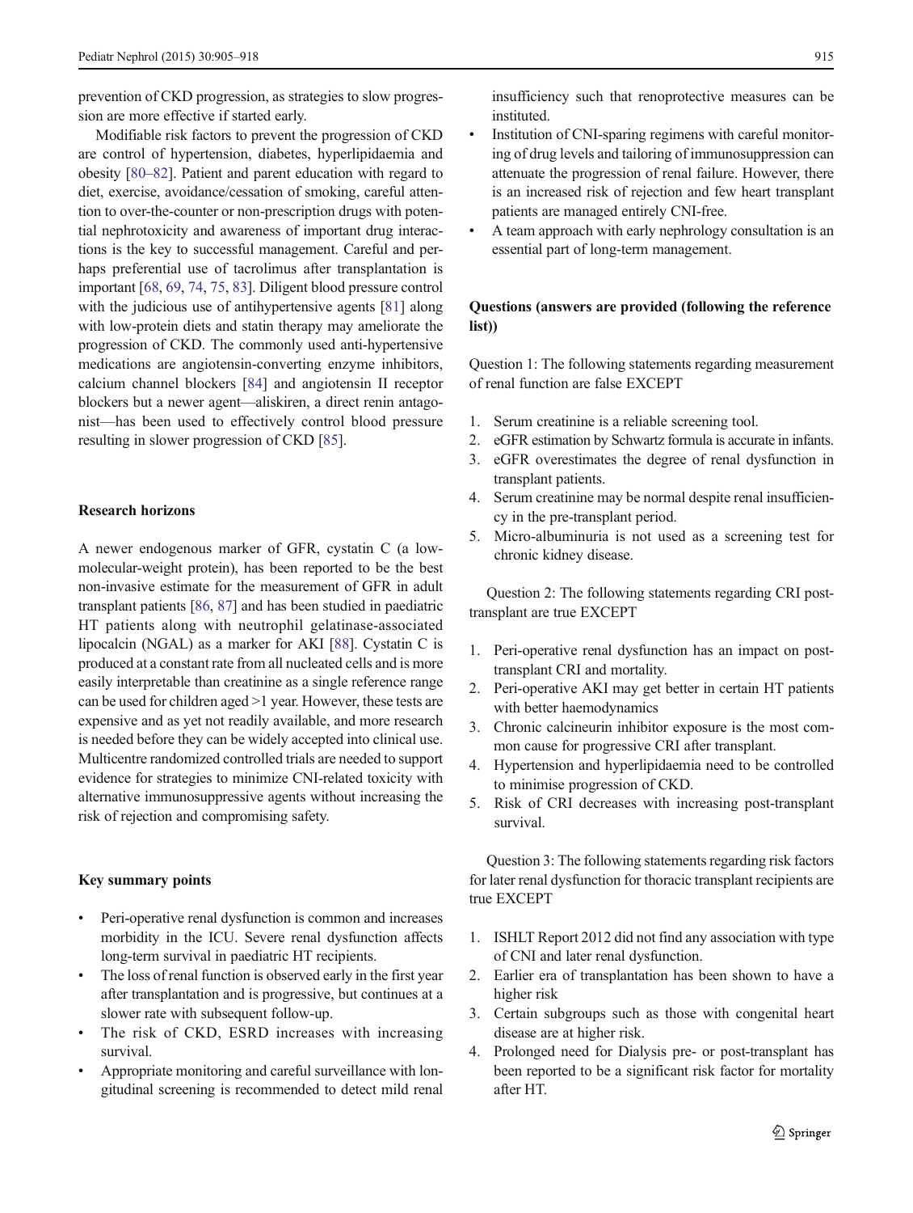prevention of CKD progression, as strategies to slow progression are more effective if started early.

Modifiable risk factors to prevent the progression of CKD are control of hypertension, diabetes, hyperlipidaemia and obesity [80–82]. Patient and parent education with regard to diet, exercise, avoidance/cessation of smoking, careful attention to over-the-counter or non-prescription drugs with potential nephrotoxicity and awareness of important drug interactions is the key to successful management. Careful and perhaps preferential use of tacrolimus after transplantation is important [68, 69, 74, 75, 83]. Diligent blood pressure control with the judicious use of antihypertensive agents [81] along with low-protein diets and statin therapy may ameliorate the progression of CKD. The commonly used anti-hypertensive medications are angiotensin-converting enzyme inhibitors, calcium channel blockers [84] and angiotensin II receptor blockers but a newer agent—aliskiren, a direct renin antagonist—has been used to effectively control blood pressure resulting in slower progression of CKD [85].

## Research horizons

A newer endogenous marker of GFR, cystatin C (a low-molecular-weight protein), has been reported to be the best non-invasive estimate for the measurement of GFR in adult transplant patients [86, 87] and has been studied in paediatric HT patients along with neutrophil gelatinase-associated lipocalcin (NGAL) as a marker for AKI [88]. Cystatin C is produced at a constant rate from all nucleated cells and is more easily interpretable than creatinine as a single reference range can be used for children aged >1 year. However, these tests are expensive and as yet not readily available, and more research is needed before they can be widely accepted into clinical use. Multicentre randomized controlled trials are needed to support evidence for strategies to minimize CNI-related toxicity with alternative immunosuppressive agents without increasing the risk of rejection and compromising safety.

## Key summary points

- Peri-operative renal dysfunction is common and increases morbidity in the ICU. Severe renal dysfunction affects long-term survival in paediatric HT recipients.
- The loss of renal function is observed early in the first year after transplantation and is progressive, but continues at a slower rate with subsequent follow-up.
- The risk of CKD, ESRD increases with increasing survival.
- Appropriate monitoring and careful surveillance with longitudinal screening is recommended to detect mild renal insufficiency such that renoprotective measures can be instituted.
- Institution of CNI-sparing regimens with careful monitoring of drug levels and tailoring of immunosuppression can attenuate the progression of renal failure. However, there is an increased risk of rejection and few heart transplant patients are managed entirely CNI-free.
- A team approach with early nephrology consultation is an essential part of long-term management.

## Questions (answers are provided (following the reference list))

Question 1: The following statements regarding measurement of renal function are false EXCEPT

1. Serum creatinine is a reliable screening tool.
2. eGFR estimation by Schwartz formula is accurate in infants.
3. eGFR overestimates the degree of renal dysfunction in transplant patients.
4. Serum creatinine may be normal despite renal insufficiency in the pre-transplant period.
5. Micro-albuminuria is not used as a screening test for chronic kidney disease.

Question 2: The following statements regarding CRI post-transplant are true EXCEPT

1. Peri-operative renal dysfunction has an impact on post-transplant CRI and mortality.
2. Peri-operative AKI may get better in certain HT patients with better haemodynamics
3. Chronic calcineurin inhibitor exposure is the most common cause for progressive CRI after transplant.
4. Hypertension and hyperlipidaemia need to be controlled to minimise progression of CKD.
5. Risk of CRI decreases with increasing post-transplant survival.

Question 3: The following statements regarding risk factors for later renal dysfunction for thoracic transplant recipients are true EXCEPT

1. ISHLT Report 2012 did not find any association with type of CNI and later renal dysfunction.
2. Earlier era of transplantation has been shown to have a higher risk
3. Certain subgroups such as those with congenital heart disease are at higher risk.
4. Prolonged need for Dialysis pre- or post-transplant has been reported to be a significant risk factor for mortality after HT.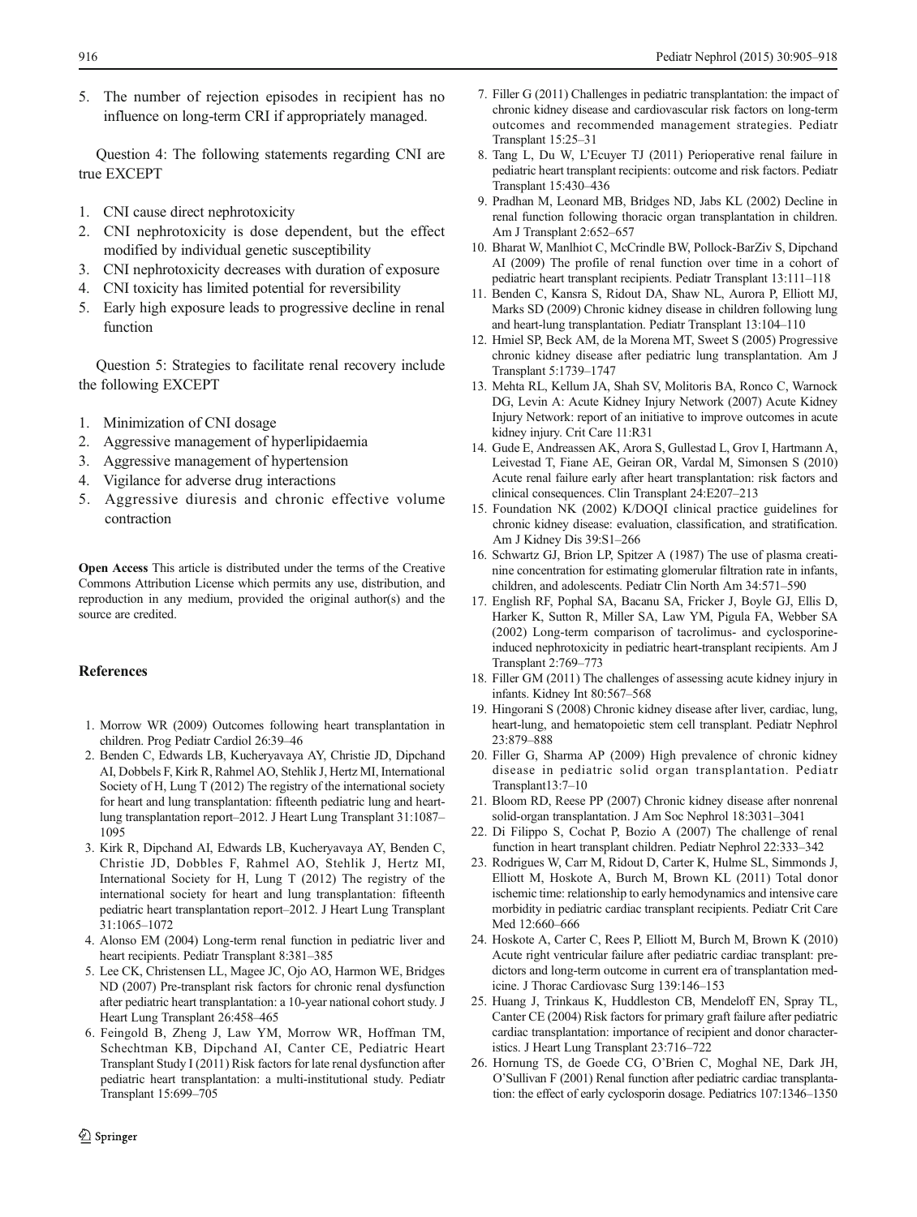5. The number of rejection episodes in recipient has no influence on long-term CRI if appropriately managed.

Question 4: The following statements regarding CNI are true EXCEPT

1. CNI cause direct nephrotoxicity
2. CNI nephrotoxicity is dose dependent, but the effect modified by individual genetic susceptibility
3. CNI nephrotoxicity decreases with duration of exposure
4. CNI toxicity has limited potential for reversibility
5. Early high exposure leads to progressive decline in renal function

Question 5: Strategies to facilitate renal recovery include the following EXCEPT

1. Minimization of CNI dosage
2. Aggressive management of hyperlipidaemia
3. Aggressive management of hypertension
4. Vigilance for adverse drug interactions
5. Aggressive diuresis and chronic effective volume contraction

**Open Access** This article is distributed under the terms of the Creative Commons Attribution License which permits any use, distribution, and reproduction in any medium, provided the original author(s) and the source are credited.

## References

1. Morrow WR (2009) Outcomes following heart transplantation in children. Prog Pediatr Cardiol 26:39–46
2. Benden C, Edwards LB, Kucheryavaya AY, Christie JD, Dipchand AI, Dobbels F, Kirk R, Rahmel AO, Stehlik J, Hertz MI, International Society of H, Lung T (2012) The registry of the international society for heart and lung transplantation: fifteenth pediatric lung and heart-lung transplantation report–2012. J Heart Lung Transplant 31:1087–1095
3. Kirk R, Dipchand AI, Edwards LB, Kucheryavaya AY, Benden C, Christie JD, Dobbles F, Rahmel AO, Stehlik J, Hertz MI, International Society for H, Lung T (2012) The registry of the international society for heart and lung transplantation: fifteenth pediatric heart transplantation report–2012. J Heart Lung Transplant 31:1065–1072
4. Alonso EM (2004) Long-term renal function in pediatric liver and heart recipients. Pediatr Transplant 8:381–385
5. Lee CK, Christensen LL, Magee JC, Ojo AO, Harmon WE, Bridges ND (2007) Pre-transplant risk factors for chronic renal dysfunction after pediatric heart transplantation: a 10-year national cohort study. J Heart Lung Transplant 26:458–465
6. Feingold B, Zheng J, Law YM, Morrow WR, Hoffman TM, Schechtman KB, Dipchand AI, Canter CE, Pediatric Heart Transplant Study I (2011) Risk factors for late renal dysfunction after pediatric heart transplantation: a multi-institutional study. Pediatr Transplant 15:699–705
7. Filler G (2011) Challenges in pediatric transplantation: the impact of chronic kidney disease and cardiovascular risk factors on long-term outcomes and recommended management strategies. Pediatr Transplant 15:25–31
8. Tang L, Du W, L'Ecuyer TJ (2011) Perioperative renal failure in pediatric heart transplant recipients: outcome and risk factors. Pediatr Transplant 15:430–436
9. Pradhan M, Leonard MB, Bridges ND, Jabs KL (2002) Decline in renal function following thoracic organ transplantation in children. Am J Transplant 2:652–657
10. Bharat W, Manlhiot C, McCrindle BW, Pollock-BarZiv S, Dipchand AI (2009) The profile of renal function over time in a cohort of pediatric heart transplant recipients. Pediatr Transplant 13:111–118
11. Benden C, Kansra S, Ridout DA, Shaw NL, Aurora P, Elliott MJ, Marks SD (2009) Chronic kidney disease in children following lung and heart-lung transplantation. Pediatr Transplant 13:104–110
12. Hmiel SP, Beck AM, de la Morena MT, Sweet S (2005) Progressive chronic kidney disease after pediatric lung transplantation. Am J Transplant 5:1739–1747
13. Mehta RL, Kellum JA, Shah SV, Molitoris BA, Ronco C, Warnock DG, Levin A: Acute Kidney Injury Network (2007) Acute Kidney Injury Network: report of an initiative to improve outcomes in acute kidney injury. Crit Care 11:R31
14. Gude E, Andreassen AK, Arora S, Gullestad L, Grov I, Hartmann A, Leivestad T, Fiane AE, Geiran OR, Vardal M, Simonsen S (2010) Acute renal failure early after heart transplantation: risk factors and clinical consequences. Clin Transplant 24:E207–213
15. Foundation NK (2002) K/DOQI clinical practice guidelines for chronic kidney disease: evaluation, classification, and stratification. Am J Kidney Dis 39:S1–266
16. Schwartz GJ, Brion LP, Spitzer A (1987) The use of plasma creatinine concentration for estimating glomerular filtration rate in infants, children, and adolescents. Pediatr Clin North Am 34:571–590
17. English RF, Pophal SA, Bacanu SA, Fricker J, Boyle GJ, Ellis D, Harker K, Sutton R, Miller SA, Law YM, Pigula FA, Webber SA (2002) Long-term comparison of tacrolimus- and cyclosporine-induced nephrotoxicity in pediatric heart-transplant recipients. Am J Transplant 2:769–773
18. Filler GM (2011) The challenges of assessing acute kidney injury in infants. Kidney Int 80:567–568
19. Hingorani S (2008) Chronic kidney disease after liver, cardiac, lung, heart-lung, and hematopoietic stem cell transplant. Pediatr Nephrol 23:879–888
20. Filler G, Sharma AP (2009) High prevalence of chronic kidney disease in pediatric solid organ transplantation. Pediatr Transplant13:7–10
21. Bloom RD, Reese PP (2007) Chronic kidney disease after nonrenal solid-organ transplantation. J Am Soc Nephrol 18:3031–3041
22. Di Filippo S, Cochat P, Bozio A (2007) The challenge of renal function in heart transplant children. Pediatr Nephrol 22:333–342
23. Rodrigues W, Carr M, Ridout D, Carter K, Hulme SL, Simmonds J, Elliott M, Hoskote A, Burch M, Brown KL (2011) Total donor ischemic time: relationship to early hemodynamics and intensive care morbidity in pediatric cardiac transplant recipients. Pediatr Crit Care Med 12:660–666
24. Hoskote A, Carter C, Rees P, Elliott M, Burch M, Brown K (2010) Acute right ventricular failure after pediatric cardiac transplant: predictors and long-term outcome in current era of transplantation medicine. J Thorac Cardiovasc Surg 139:146–153
25. Huang J, Trinkaus K, Huddleston CB, Mendeloff EN, Spray TL, Canter CE (2004) Risk factors for primary graft failure after pediatric cardiac transplantation: importance of recipient and donor characteristics. J Heart Lung Transplant 23:716–722
26. Hornung TS, de Goede CG, O'Brien C, Moghal NE, Dark JH, O'Sullivan F (2001) Renal function after pediatric cardiac transplantation: the effect of early cyclosporin dosage. Pediatrics 107:1346–1350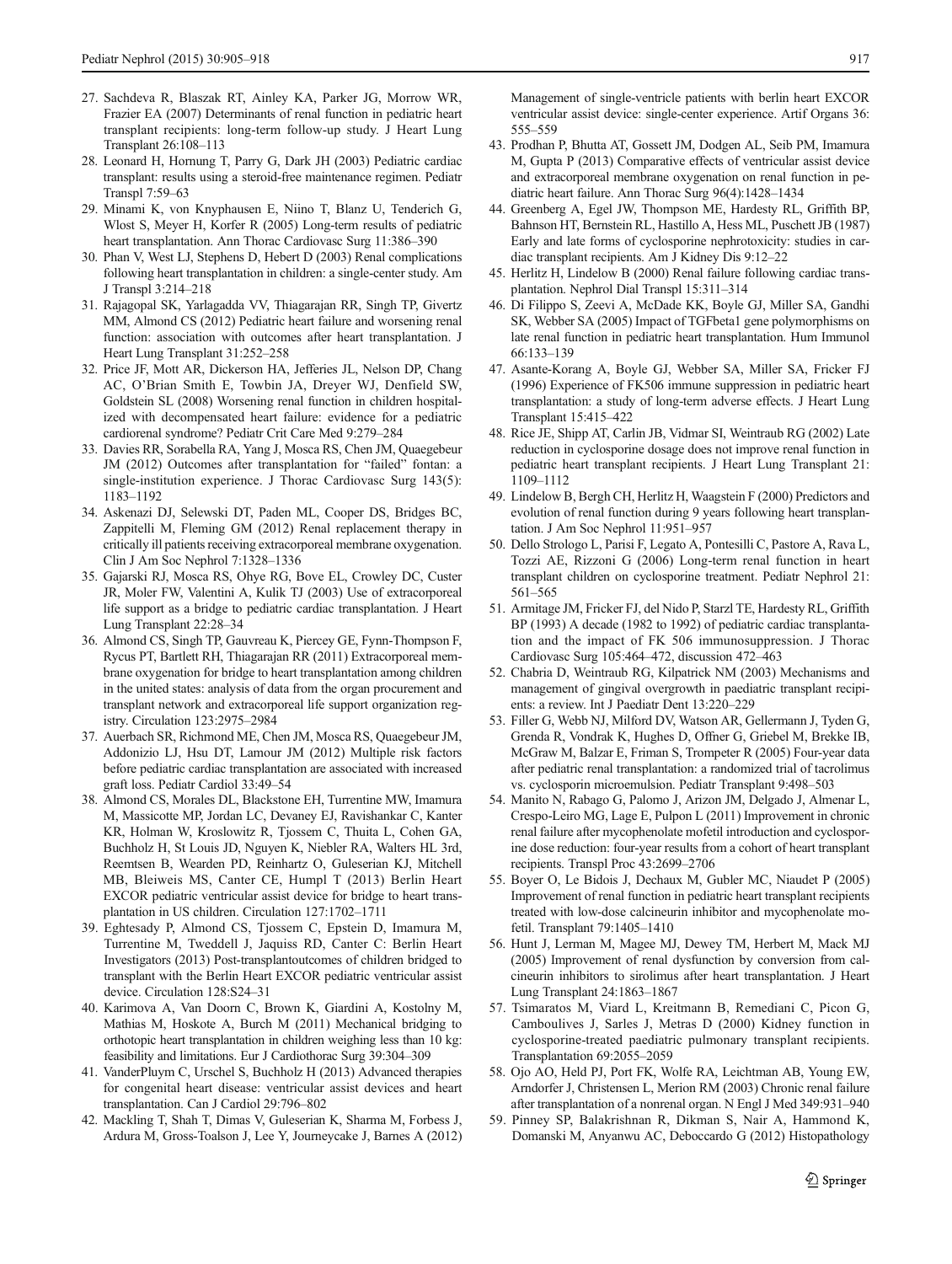27. Sachdeva R, Blaszak RT, Ainley KA, Parker JG, Morrow WR, Frazier EA (2007) Determinants of renal function in pediatric heart transplant recipients: long-term follow-up study. J Heart Lung Transplant 26:108–113
28. Leonard H, Hornung T, Parry G, Dark JH (2003) Pediatric cardiac transplant: results using a steroid-free maintenance regimen. Pediatr Transpl 7:59–63
29. Minami K, von Knyphausen E, Niino T, Blanz U, Tenderich G, Wlost S, Meyer H, Korfer R (2005) Long-term results of pediatric heart transplantation. Ann Thorac Cardiovasc Surg 11:386–390
30. Phan V, West LJ, Stephens D, Hebert D (2003) Renal complications following heart transplantation in children: a single-center study. Am J Transpl 3:214–218
31. Rajagopal SK, Yarlagadda VV, Thiagarajan RR, Singh TP, Givertz MM, Almond CS (2012) Pediatric heart failure and worsening renal function: association with outcomes after heart transplantation. J Heart Lung Transplant 31:252–258
32. Price JF, Mott AR, Dickerson HA, Jefferies JL, Nelson DP, Chang AC, O'Brian Smith E, Towbin JA, Dreyer WJ, Denfield SW, Goldstein SL (2008) Worsening renal function in children hospitalized with decompensated heart failure: evidence for a pediatric cardiorenal syndrome? Pediatr Crit Care Med 9:279–284
33. Davies RR, Sorabella RA, Yang J, Mosca RS, Chen JM, Quaegebeur JM (2012) Outcomes after transplantation for "failed" fontan: a single-institution experience. J Thorac Cardiovasc Surg 143(5): 1183–1192
34. Askenazi DJ, Selewski DT, Paden ML, Cooper DS, Bridges BC, Zappitelli M, Fleming GM (2012) Renal replacement therapy in critically ill patients receiving extracorporeal membrane oxygenation. Clin J Am Soc Nephrol 7:1328–1336
35. Gajarski RJ, Mosca RS, Ohye RG, Bove EL, Crowley DC, Custer JR, Moler FW, Valentini A, Kulik TJ (2003) Use of extracorporeal life support as a bridge to pediatric cardiac transplantation. J Heart Lung Transplant 22:28–34
36. Almond CS, Singh TP, Gauvreau K, Piercey GE, Fynn-Thompson F, Rycus PT, Bartlett RH, Thiagarajan RR (2011) Extracorporeal membrane oxygenation for bridge to heart transplantation among children in the united states: analysis of data from the organ procurement and transplant network and extracorporeal life support organization registry. Circulation 123:2975–2984
37. Auerbach SR, Richmond ME, Chen JM, Mosca RS, Quaegebeur JM, Addonizio LJ, Hsu DT, Lamour JM (2012) Multiple risk factors before pediatric cardiac transplantation are associated with increased graft loss. Pediatr Cardiol 33:49–54
38. Almond CS, Morales DL, Blackstone EH, Turrentine MW, Imamura M, Massicotte MP, Jordan LC, Devaney EJ, Ravishankar C, Kanter KR, Holman W, Kroslowitz R, Tjossem C, Thuita L, Cohen GA, Buchholz H, St Louis JD, Nguyen K, Niebler RA, Walters HL 3rd, Reemtsen B, Wearden PD, Reinhartz O, Guleserian KJ, Mitchell MB, Bleiweis MS, Canter CE, Humpl T (2013) Berlin Heart EXCOR pediatric ventricular assist device for bridge to heart transplantation in US children. Circulation 127:1702–1711
39. Eghtesady P, Almond CS, Tjossem C, Epstein D, Imamura M, Turrentine M, Tweddell J, Jaquiss RD, Canter C: Berlin Heart Investigators (2013) Post-transplantoutcomes of children bridged to transplant with the Berlin Heart EXCOR pediatric ventricular assist device. Circulation 128:S24–31
40. Karimova A, Van Doorn C, Brown K, Giardini A, Kostolny M, Mathias M, Hoskote A, Burch M (2011) Mechanical bridging to orthotopic heart transplantation in children weighing less than 10 kg: feasibility and limitations. Eur J Cardiothorac Surg 39:304–309
41. VanderPluym C, Urschel S, Buchholz H (2013) Advanced therapies for congenital heart disease: ventricular assist devices and heart transplantation. Can J Cardiol 29:796–802
42. Mackling T, Shah T, Dimas V, Guleserian K, Sharma M, Forbess J, Ardura M, Gross-Toalson J, Lee Y, Journeycake J, Barnes A (2012) Management of single-ventricle patients with berlin heart EXCOR ventricular assist device: single-center experience. Artif Organs 36: 555–559
43. Prodhan P, Bhutta AT, Gossett JM, Dodgen AL, Seib PM, Imamura M, Gupta P (2013) Comparative effects of ventricular assist device and extracorporeal membrane oxygenation on renal function in pediatric heart failure. Ann Thorac Surg 96(4):1428–1434
44. Greenberg A, Egel JW, Thompson ME, Hardesty RL, Griffith BP, Bahnson HT, Bernstein RL, Hastillo A, Hess ML, Puschett JB (1987) Early and late forms of cyclosporine nephrotoxicity: studies in cardiac transplant recipients. Am J Kidney Dis 9:12–22
45. Herlitz H, Lindelow B (2000) Renal failure following cardiac transplantation. Nephrol Dial Transpl 15:311–314
46. Di Filippo S, Zeevi A, McDade KK, Boyle GJ, Miller SA, Gandhi SK, Webber SA (2005) Impact of TGFbeta1 gene polymorphisms on late renal function in pediatric heart transplantation. Hum Immunol 66:133–139
47. Asante-Korang A, Boyle GJ, Webber SA, Miller SA, Fricker FJ (1996) Experience of FK506 immune suppression in pediatric heart transplantation: a study of long-term adverse effects. J Heart Lung Transplant 15:415–422
48. Rice JE, Shipp AT, Carlin JB, Vidmar SI, Weintraub RG (2002) Late reduction in cyclosporine dosage does not improve renal function in pediatric heart transplant recipients. J Heart Lung Transplant 21: 1109–1112
49. Lindelow B, Bergh CH, Herlitz H, Waagstein F (2000) Predictors and evolution of renal function during 9 years following heart transplantation. J Am Soc Nephrol 11:951–957
50. Dello Strologo L, Parisi F, Legato A, Pontesilli C, Pastore A, Rava L, Tozzi AE, Rizzoni G (2006) Long-term renal function in heart transplant children on cyclosporine treatment. Pediatr Nephrol 21: 561–565
51. Armitage JM, Fricker FJ, del Nido P, Starzl TE, Hardesty RL, Griffith BP (1993) A decade (1982 to 1992) of pediatric cardiac transplantation and the impact of FK 506 immunosuppression. J Thorac Cardiovasc Surg 105:464–472, discussion 472–463
52. Chabria D, Weintraub RG, Kilpatrick NM (2003) Mechanisms and management of gingival overgrowth in paediatric transplant recipients: a review. Int J Paediatr Dent 13:220–229
53. Filler G, Webb NJ, Milford DV, Watson AR, Gellermann J, Tyden G, Grenda R, Vondrak K, Hughes D, Offner G, Griebel M, Brekke IB, McGraw M, Balzar E, Friman S, Trompeter R (2005) Four-year data after pediatric renal transplantation: a randomized trial of tacrolimus vs. cyclosporin microemulsion. Pediatr Transplant 9:498–503
54. Manito N, Rabago G, Palomo J, Arizon JM, Delgado J, Almenar L, Crespo-Leiro MG, Lage E, Pulpon L (2011) Improvement in chronic renal failure after mycophenolate mofetil introduction and cyclosporine dose reduction: four-year results from a cohort of heart transplant recipients. Transpl Proc 43:2699–2706
55. Boyer O, Le Bidois J, Dechaux M, Gubler MC, Niaudet P (2005) Improvement of renal function in pediatric heart transplant recipients treated with low-dose calcineurin inhibitor and mycophenolate mofetil. Transplant 79:1405–1410
56. Hunt J, Lerman M, Magee MJ, Dewey TM, Herbert M, Mack MJ (2005) Improvement of renal dysfunction by conversion from calcineurin inhibitors to sirolimus after heart transplantation. J Heart Lung Transplant 24:1863–1867
57. Tsimaratos M, Viard L, Kreitmann B, Remediani C, Picon G, Camboulives J, Sarles J, Metras D (2000) Kidney function in cyclosporine-treated paediatric pulmonary transplant recipients. Transplantation 69:2055–2059
58. Ojo AO, Held PJ, Port FK, Wolfe RA, Leichtman AB, Young EW, Arndorfer J, Christensen L, Merion RM (2003) Chronic renal failure after transplantation of a nonrenal organ. N Engl J Med 349:931–940
59. Pinney SP, Balakrishnan R, Dikman S, Nair A, Hammond K, Domanski M, Anyanwu AC, Deboccardo G (2012) Histopathology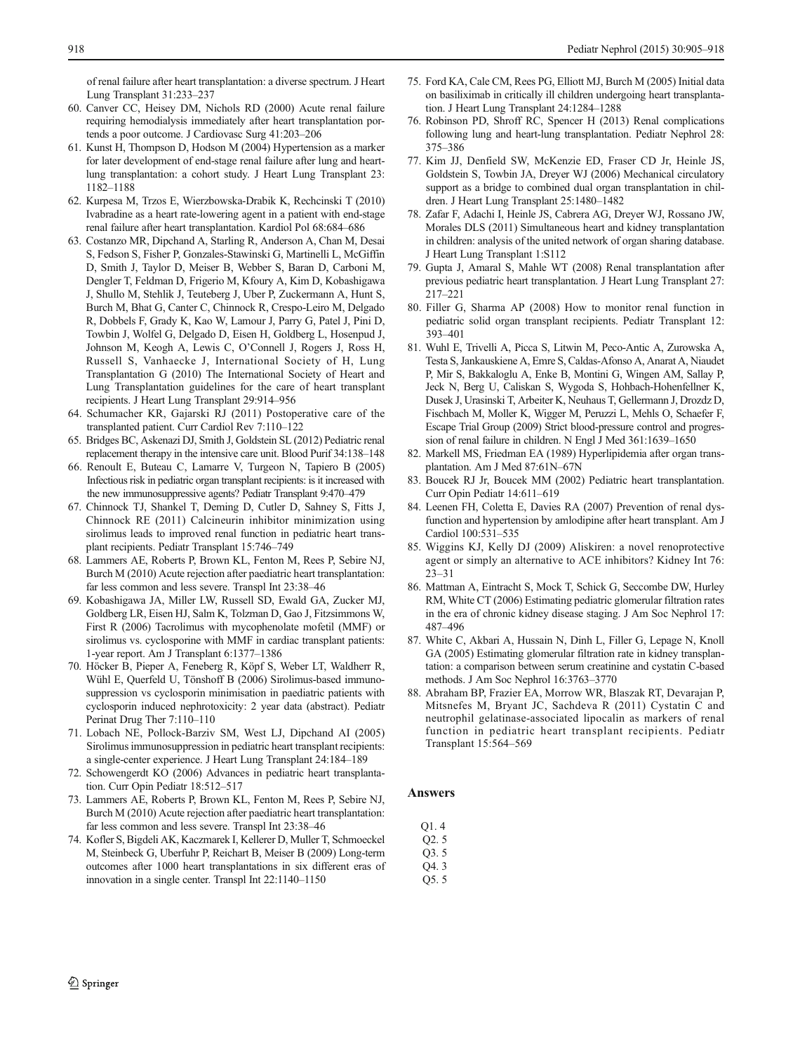of renal failure after heart transplantation: a diverse spectrum. J Heart Lung Transplant 31:233–237

60. Canver CC, Heisey DM, Nichols RD (2000) Acute renal failure requiring hemodialysis immediately after heart transplantation portends a poor outcome. J Cardiovasc Surg 41:203–206
61. Kunst H, Thompson D, Hodson M (2004) Hypertension as a marker for later development of end-stage renal failure after lung and heart-lung transplantation: a cohort study. J Heart Lung Transplant 23: 1182–1188
62. Kurpesa M, Trzos E, Wierzbowska-Drabik K, Rechcinski T (2010) Ivabradine as a heart rate-lowering agent in a patient with end-stage renal failure after heart transplantation. Kardiol Pol 68:684–686
63. Costanzo MR, Dipchand A, Starling R, Anderson A, Chan M, Desai S, Fedson S, Fisher P, Gonzales-Stawinski G, Martinelli L, McGiffin D, Smith J, Taylor D, Meiser B, Webber S, Baran D, Carboni M, Dengler T, Feldman D, Frigerio M, Kfoury A, Kim D, Kobashigawa J, Shullo M, Stehlik J, Teuteberg J, Uber P, Zuckermann A, Hunt S, Burch M, Bhat G, Canter C, Chinnock R, Crespo-Leiro M, Delgado R, Dobbels F, Grady K, Kao W, Lamour J, Parry G, Patel J, Pini D, Towbin J, Wolfel G, Delgado D, Eisen H, Goldberg L, Hosenpud J, Johnson M, Keogh A, Lewis C, O'Connell J, Rogers J, Ross H, Russell S, Vanhaecke J, International Society of H, Lung Transplantation G (2010) The International Society of Heart and Lung Transplantation guidelines for the care of heart transplant recipients. J Heart Lung Transplant 29:914–956
64. Schumacher KR, Gajarski RJ (2011) Postoperative care of the transplanted patient. Curr Cardiol Rev 7:110–122
65. Bridges BC, Askenazi DJ, Smith J, Goldstein SL (2012) Pediatric renal replacement therapy in the intensive care unit. Blood Purif 34:138–148
66. Renoult E, Buteau C, Lamarre V, Turgeon N, Tapiero B (2005) Infectious risk in pediatric organ transplant recipients: is it increased with the new immunosuppressive agents? Pediatr Transplant 9:470–479
67. Chinnock TJ, Shankel T, Deming D, Cutler D, Sahney S, Fitts J, Chinnock RE (2011) Calcineurin inhibitor minimization using sirolimus leads to improved renal function in pediatric heart transplant recipients. Pediatr Transplant 15:746–749
68. Lammers AE, Roberts P, Brown KL, Fenton M, Rees P, Sebire NJ, Burch M (2010) Acute rejection after paediatric heart transplantation: far less common and less severe. Transpl Int 23:38–46
69. Kobashigawa JA, Miller LW, Russell SD, Ewald GA, Zucker MJ, Goldberg LR, Eisen HJ, Salm K, Tolzman D, Gao J, Fitzsimmons W, First R (2006) Tacrolimus with mycophenolate mofetil (MMF) or sirolimus vs. cyclosporine with MMF in cardiac transplant patients: 1-year report. Am J Transplant 6:1377–1386
70. Höcker B, Pieper A, Feneberg R, Köpf S, Weber LT, Waldherr R, Wühl E, Querfeld U, Tönshoff B (2006) Sirolimus-based immunosuppression vs cyclosporin minimisation in paediatric patients with cyclosporin induced nephrotoxicity: 2 year data (abstract). Pediatr Perinat Drug Ther 7:110–110
71. Lobach NE, Pollock-Barziv SM, West LJ, Dipchand AI (2005) Sirolimus immunosuppression in pediatric heart transplant recipients: a single-center experience. J Heart Lung Transplant 24:184–189
72. Schowengerdt KO (2006) Advances in pediatric heart transplantation. Curr Opin Pediatr 18:512–517
73. Lammers AE, Roberts P, Brown KL, Fenton M, Rees P, Sebire NJ, Burch M (2010) Acute rejection after paediatric heart transplantation: far less common and less severe. Transpl Int 23:38–46
74. Kofler S, Bigdeli AK, Kaczmarek I, Kellerer D, Muller T, Schmoeckel M, Steinbeck G, Uberfuhr P, Reichart B, Meiser B (2009) Long-term outcomes after 1000 heart transplantations in six different eras of innovation in a single center. Transpl Int 22:1140–1150
75. Ford KA, Cale CM, Rees PG, Elliott MJ, Burch M (2005) Initial data on basiliximab in critically ill children undergoing heart transplantation. J Heart Lung Transplant 24:1284–1288
76. Robinson PD, Shroff RC, Spencer H (2013) Renal complications following lung and heart-lung transplantation. Pediatr Nephrol 28: 375–386
77. Kim JJ, Denfield SW, McKenzie ED, Fraser CD Jr, Heinle JS, Goldstein S, Towbin JA, Dreyer WJ (2006) Mechanical circulatory support as a bridge to combined dual organ transplantation in children. J Heart Lung Transplant 25:1480–1482
78. Zafar F, Adachi I, Heinle JS, Cabrera AG, Dreyer WJ, Rossano JW, Morales DLS (2011) Simultaneous heart and kidney transplantation in children: analysis of the united network of organ sharing database. J Heart Lung Transplant 1:S112
79. Gupta J, Amaral S, Mahle WT (2008) Renal transplantation after previous pediatric heart transplantation. J Heart Lung Transplant 27: 217–221
80. Filler G, Sharma AP (2008) How to monitor renal function in pediatric solid organ transplant recipients. Pediatr Transplant 12: 393–401
81. Wuhl E, Trivelli A, Picca S, Litwin M, Peco-Antic A, Zurowska A, Testa S, Jankauskiene A, Emre S, Caldas-Afonso A, Anarat A, Niaudet P, Mir S, Bakkaloglu A, Enke B, Montini G, Wingen AM, Sallay P, Jeck N, Berg U, Caliskan S, Wygoda S, Hohbach-Hohenfellner K, Dusek J, Urasinski T, Arbeiter K, Neuhaus T, Gellermann J, Drozdz D, Fischbach M, Moller K, Wigger M, Peruzzi L, Mehls O, Schaefer F, Escape Trial Group (2009) Strict blood-pressure control and progression of renal failure in children. N Engl J Med 361:1639–1650
82. Markell MS, Friedman EA (1989) Hyperlipidemia after organ transplantation. Am J Med 87:61N–67N
83. Boucek RJ Jr, Boucek MM (2002) Pediatric heart transplantation. Curr Opin Pediatr 14:611–619
84. Leenen FH, Coletta E, Davies RA (2007) Prevention of renal dysfunction and hypertension by amlodipine after heart transplant. Am J Cardiol 100:531–535
85. Wiggins KJ, Kelly DJ (2009) Aliskiren: a novel renoprotective agent or simply an alternative to ACE inhibitors? Kidney Int 76: 23–31
86. Mattman A, Eintracht S, Mock T, Schick G, Seccombe DW, Hurley RM, White CT (2006) Estimating pediatric glomerular filtration rates in the era of chronic kidney disease staging. J Am Soc Nephrol 17: 487–496
87. White C, Akbari A, Hussain N, Dinh L, Filler G, Lepage N, Knoll GA (2005) Estimating glomerular filtration rate in kidney transplantation: a comparison between serum creatinine and cystatin C-based methods. J Am Soc Nephrol 16:3763–3770
88. Abraham BP, Frazier EA, Morrow WR, Blaszak RT, Devarajan P, Mitsnefes M, Bryant JC, Sachdeva R (2011) Cystatin C and neutrophil gelatinase-associated lipocalin as markers of renal function in pediatric heart transplant recipients. Pediatr Transplant 15:564–569

## Answers

Q1. 4
Q2. 5
Q3. 5
Q4. 3
Q5. 5